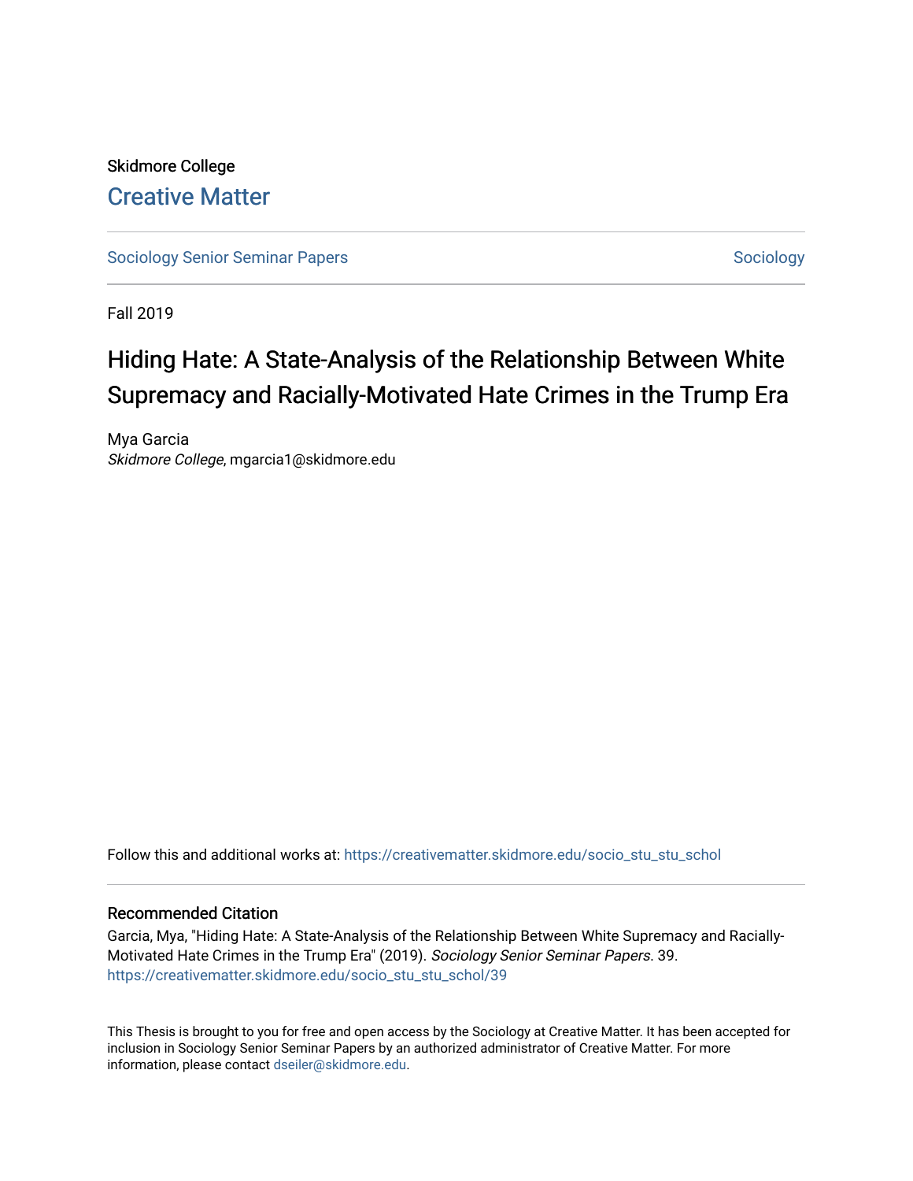Skidmore College

# Creative Matter

Sociology Senior Seminar Papers | Sociology

Fall 2019

## Hiding Hate: A State-Analysis of the Relationship Between White Supremacy and Racially-Motivated Hate Crimes in the Trump Era

Mya Garcia
*Skidmore College*, mgarcia1@skidmore.edu

Follow this and additional works at: https://creativematter.skidmore.edu/socio_stu_stu_schol

### Recommended Citation

Garcia, Mya, "Hiding Hate: A State-Analysis of the Relationship Between White Supremacy and Racially-Motivated Hate Crimes in the Trump Era" (2019). *Sociology Senior Seminar Papers*. 39.
https://creativematter.skidmore.edu/socio_stu_stu_schol/39

This Thesis is brought to you for free and open access by the Sociology at Creative Matter. It has been accepted for inclusion in Sociology Senior Seminar Papers by an authorized administrator of Creative Matter. For more information, please contact dseiler@skidmore.edu.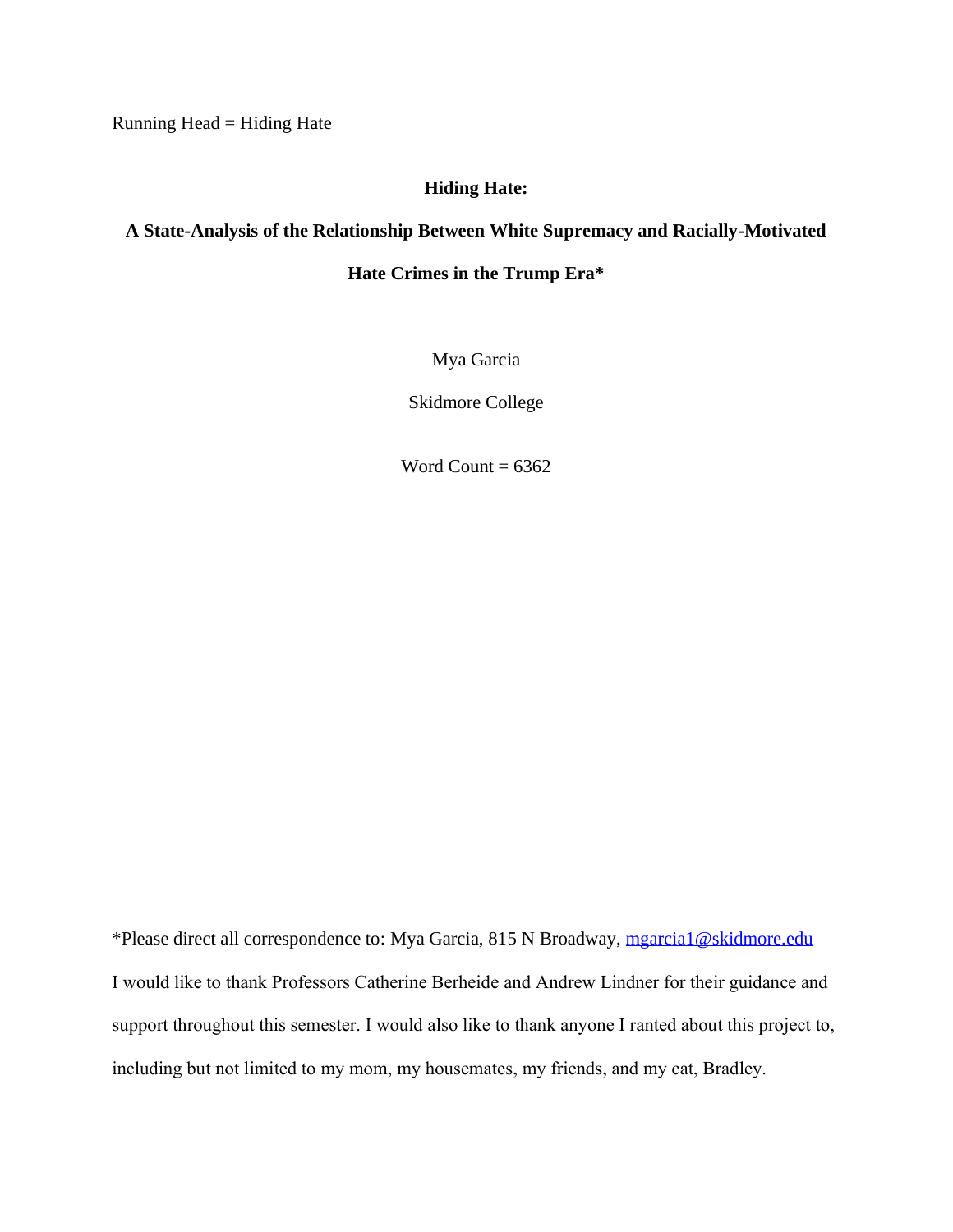Running Head = Hiding Hate

**Hiding Hate:**

**A State-Analysis of the Relationship Between White Supremacy and Racially-Motivated Hate Crimes in the Trump Era***

Mya Garcia

Skidmore College

Word Count = 6362

*Please direct all correspondence to: Mya Garcia, 815 N Broadway, [mgarcia1@skidmore.edu](mailto:mgarcia1@skidmore.edu)

I would like to thank Professors Catherine Berheide and Andrew Lindner for their guidance and support throughout this semester. I would also like to thank anyone I ranted about this project to, including but not limited to my mom, my housemates, my friends, and my cat, Bradley.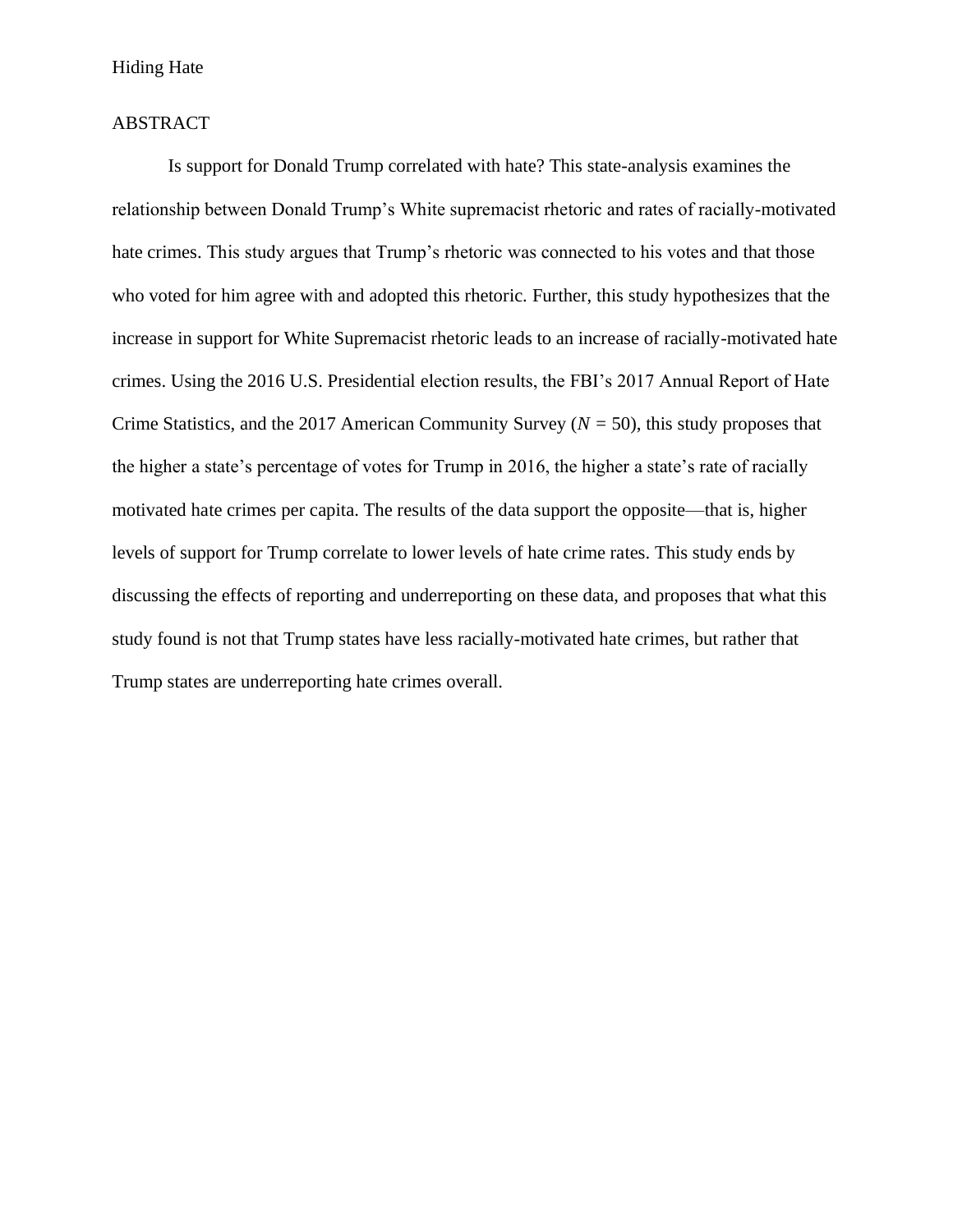## ABSTRACT

Is support for Donald Trump correlated with hate? This state-analysis examines the relationship between Donald Trump's White supremacist rhetoric and rates of racially-motivated hate crimes. This study argues that Trump's rhetoric was connected to his votes and that those who voted for him agree with and adopted this rhetoric. Further, this study hypothesizes that the increase in support for White Supremacist rhetoric leads to an increase of racially-motivated hate crimes. Using the 2016 U.S. Presidential election results, the FBI's 2017 Annual Report of Hate Crime Statistics, and the 2017 American Community Survey ($N = 50$), this study proposes that the higher a state's percentage of votes for Trump in 2016, the higher a state's rate of racially motivated hate crimes per capita. The results of the data support the opposite—that is, higher levels of support for Trump correlate to lower levels of hate crime rates. This study ends by discussing the effects of reporting and underreporting on these data, and proposes that what this study found is not that Trump states have less racially-motivated hate crimes, but rather that Trump states are underreporting hate crimes overall.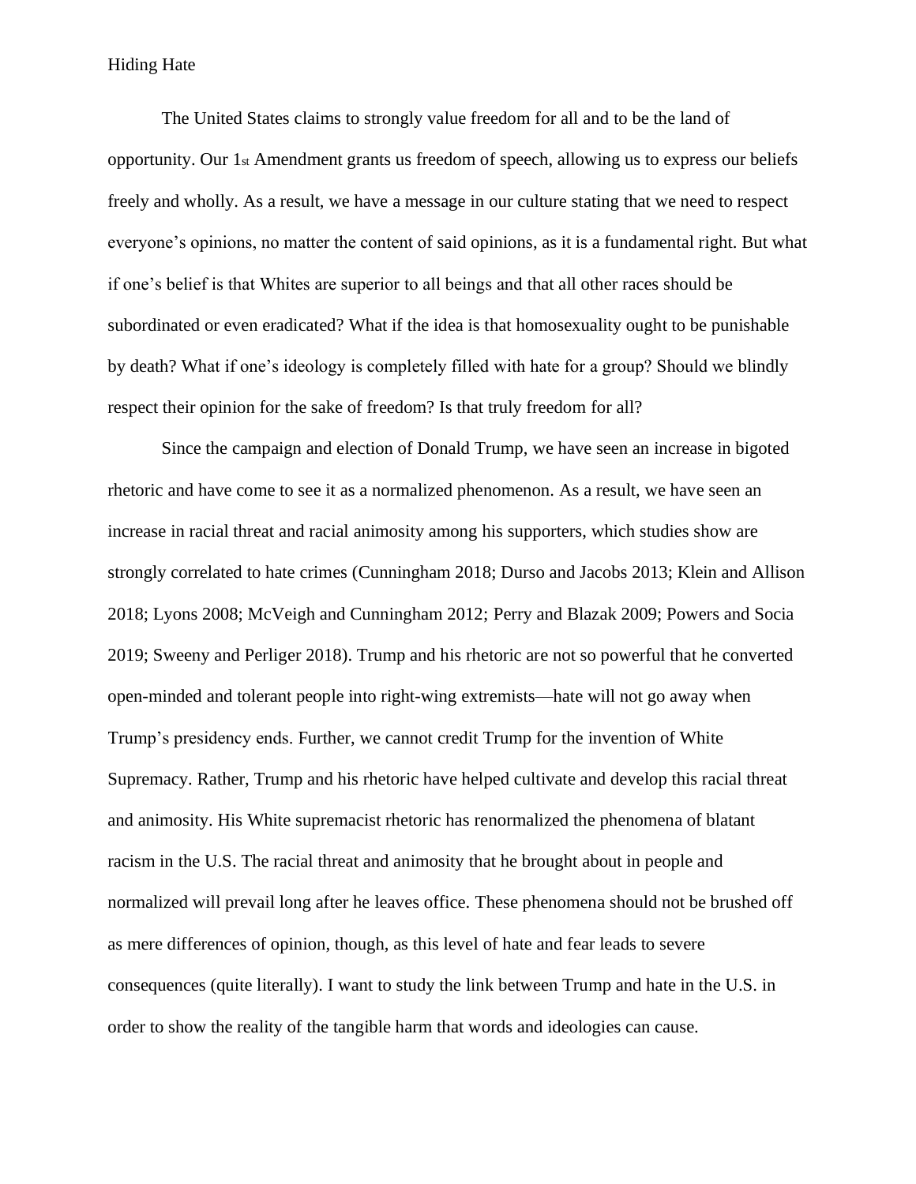The United States claims to strongly value freedom for all and to be the land of opportunity. Our 1st Amendment grants us freedom of speech, allowing us to express our beliefs freely and wholly. As a result, we have a message in our culture stating that we need to respect everyone's opinions, no matter the content of said opinions, as it is a fundamental right. But what if one's belief is that Whites are superior to all beings and that all other races should be subordinated or even eradicated? What if the idea is that homosexuality ought to be punishable by death? What if one's ideology is completely filled with hate for a group? Should we blindly respect their opinion for the sake of freedom? Is that truly freedom for all?

Since the campaign and election of Donald Trump, we have seen an increase in bigoted rhetoric and have come to see it as a normalized phenomenon. As a result, we have seen an increase in racial threat and racial animosity among his supporters, which studies show are strongly correlated to hate crimes (Cunningham 2018; Durso and Jacobs 2013; Klein and Allison 2018; Lyons 2008; McVeigh and Cunningham 2012; Perry and Blazak 2009; Powers and Socia 2019; Sweeny and Perliger 2018). Trump and his rhetoric are not so powerful that he converted open-minded and tolerant people into right-wing extremists—hate will not go away when Trump's presidency ends. Further, we cannot credit Trump for the invention of White Supremacy. Rather, Trump and his rhetoric have helped cultivate and develop this racial threat and animosity. His White supremacist rhetoric has renormalized the phenomena of blatant racism in the U.S. The racial threat and animosity that he brought about in people and normalized will prevail long after he leaves office. These phenomena should not be brushed off as mere differences of opinion, though, as this level of hate and fear leads to severe consequences (quite literally). I want to study the link between Trump and hate in the U.S. in order to show the reality of the tangible harm that words and ideologies can cause.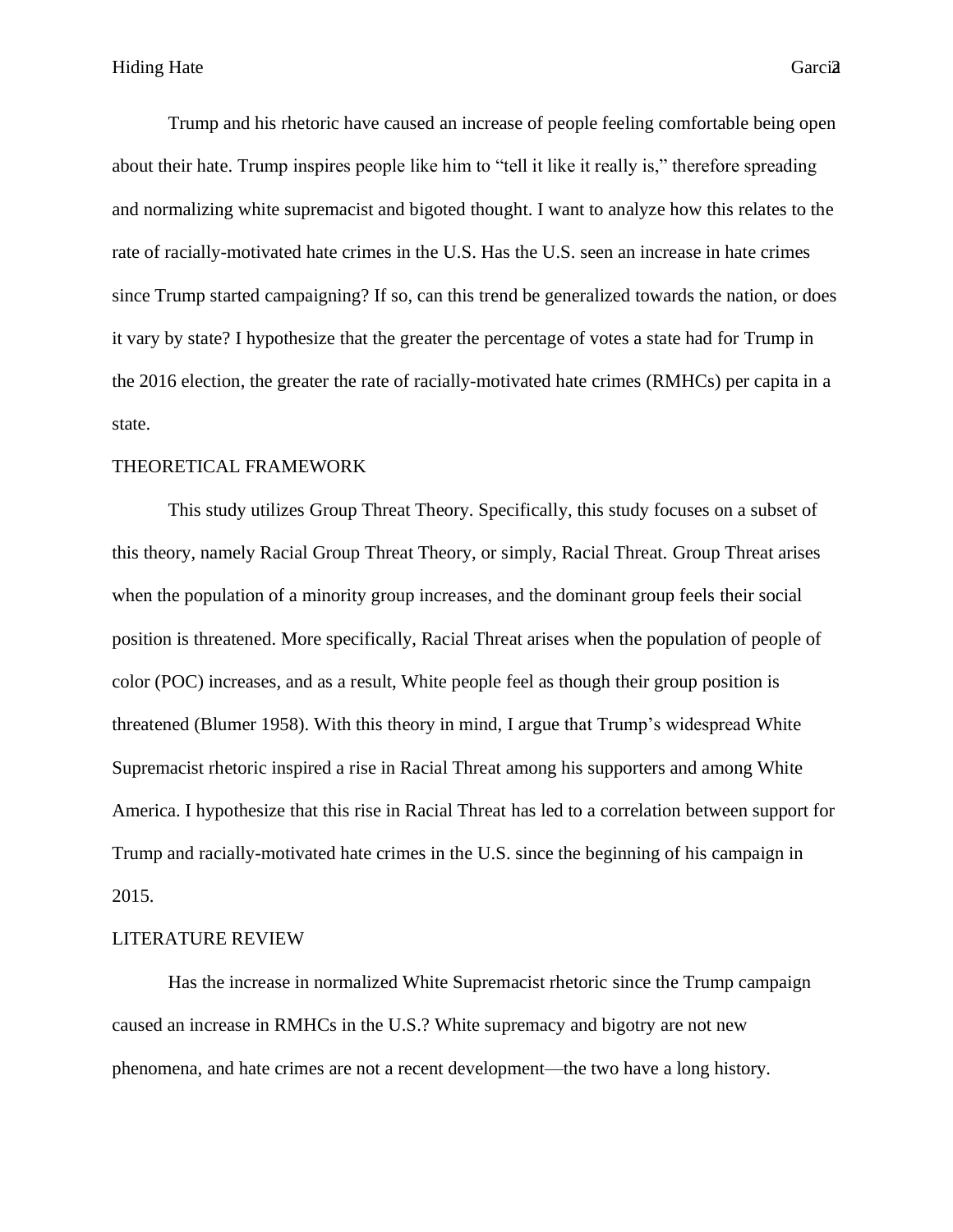Trump and his rhetoric have caused an increase of people feeling comfortable being open about their hate. Trump inspires people like him to "tell it like it really is," therefore spreading and normalizing white supremacist and bigoted thought. I want to analyze how this relates to the rate of racially-motivated hate crimes in the U.S. Has the U.S. seen an increase in hate crimes since Trump started campaigning? If so, can this trend be generalized towards the nation, or does it vary by state? I hypothesize that the greater the percentage of votes a state had for Trump in the 2016 election, the greater the rate of racially-motivated hate crimes (RMHCs) per capita in a state.

## THEORETICAL FRAMEWORK

This study utilizes Group Threat Theory. Specifically, this study focuses on a subset of this theory, namely Racial Group Threat Theory, or simply, Racial Threat. Group Threat arises when the population of a minority group increases, and the dominant group feels their social position is threatened. More specifically, Racial Threat arises when the population of people of color (POC) increases, and as a result, White people feel as though their group position is threatened (Blumer 1958). With this theory in mind, I argue that Trump's widespread White Supremacist rhetoric inspired a rise in Racial Threat among his supporters and among White America. I hypothesize that this rise in Racial Threat has led to a correlation between support for Trump and racially-motivated hate crimes in the U.S. since the beginning of his campaign in 2015.

## LITERATURE REVIEW

Has the increase in normalized White Supremacist rhetoric since the Trump campaign caused an increase in RMHCs in the U.S.? White supremacy and bigotry are not new phenomena, and hate crimes are not a recent development—the two have a long history.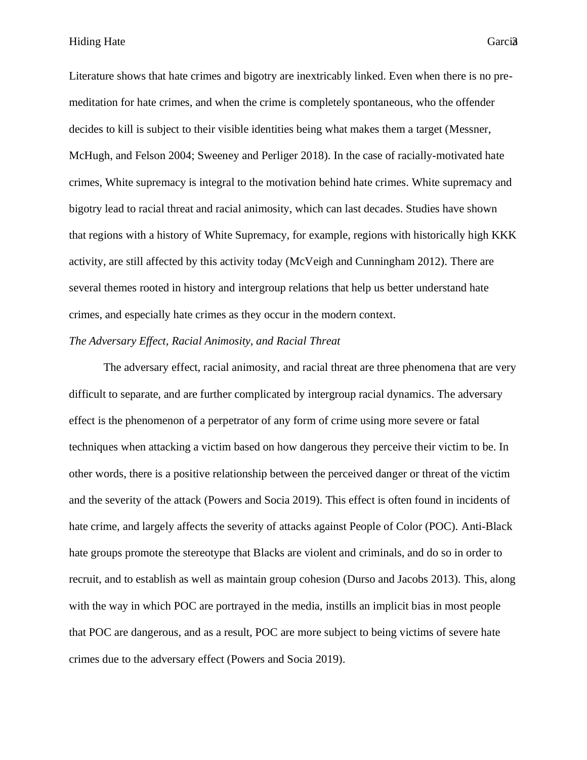Literature shows that hate crimes and bigotry are inextricably linked. Even when there is no pre-meditation for hate crimes, and when the crime is completely spontaneous, who the offender decides to kill is subject to their visible identities being what makes them a target (Messner, McHugh, and Felson 2004; Sweeney and Perliger 2018). In the case of racially-motivated hate crimes, White supremacy is integral to the motivation behind hate crimes. White supremacy and bigotry lead to racial threat and racial animosity, which can last decades. Studies have shown that regions with a history of White Supremacy, for example, regions with historically high KKK activity, are still affected by this activity today (McVeigh and Cunningham 2012). There are several themes rooted in history and intergroup relations that help us better understand hate crimes, and especially hate crimes as they occur in the modern context.

*The Adversary Effect, Racial Animosity, and Racial Threat*

The adversary effect, racial animosity, and racial threat are three phenomena that are very difficult to separate, and are further complicated by intergroup racial dynamics. The adversary effect is the phenomenon of a perpetrator of any form of crime using more severe or fatal techniques when attacking a victim based on how dangerous they perceive their victim to be. In other words, there is a positive relationship between the perceived danger or threat of the victim and the severity of the attack (Powers and Socia 2019). This effect is often found in incidents of hate crime, and largely affects the severity of attacks against People of Color (POC). Anti-Black hate groups promote the stereotype that Blacks are violent and criminals, and do so in order to recruit, and to establish as well as maintain group cohesion (Durso and Jacobs 2013). This, along with the way in which POC are portrayed in the media, instills an implicit bias in most people that POC are dangerous, and as a result, POC are more subject to being victims of severe hate crimes due to the adversary effect (Powers and Socia 2019).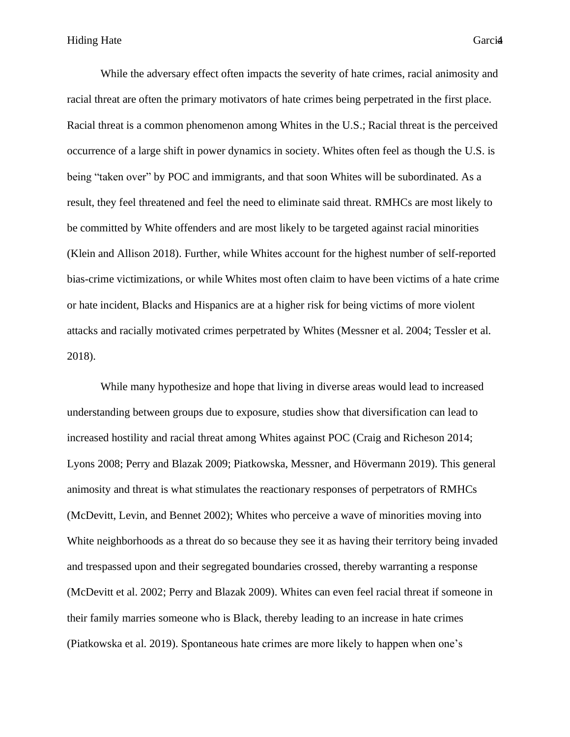While the adversary effect often impacts the severity of hate crimes, racial animosity and racial threat are often the primary motivators of hate crimes being perpetrated in the first place. Racial threat is a common phenomenon among Whites in the U.S.; Racial threat is the perceived occurrence of a large shift in power dynamics in society. Whites often feel as though the U.S. is being "taken over" by POC and immigrants, and that soon Whites will be subordinated. As a result, they feel threatened and feel the need to eliminate said threat. RMHCs are most likely to be committed by White offenders and are most likely to be targeted against racial minorities (Klein and Allison 2018). Further, while Whites account for the highest number of self-reported bias-crime victimizations, or while Whites most often claim to have been victims of a hate crime or hate incident, Blacks and Hispanics are at a higher risk for being victims of more violent attacks and racially motivated crimes perpetrated by Whites (Messner et al. 2004; Tessler et al. 2018).

While many hypothesize and hope that living in diverse areas would lead to increased understanding between groups due to exposure, studies show that diversification can lead to increased hostility and racial threat among Whites against POC (Craig and Richeson 2014; Lyons 2008; Perry and Blazak 2009; Piatkowska, Messner, and Hövermann 2019). This general animosity and threat is what stimulates the reactionary responses of perpetrators of RMHCs (McDevitt, Levin, and Bennet 2002); Whites who perceive a wave of minorities moving into White neighborhoods as a threat do so because they see it as having their territory being invaded and trespassed upon and their segregated boundaries crossed, thereby warranting a response (McDevitt et al. 2002; Perry and Blazak 2009). Whites can even feel racial threat if someone in their family marries someone who is Black, thereby leading to an increase in hate crimes (Piatkowska et al. 2019). Spontaneous hate crimes are more likely to happen when one's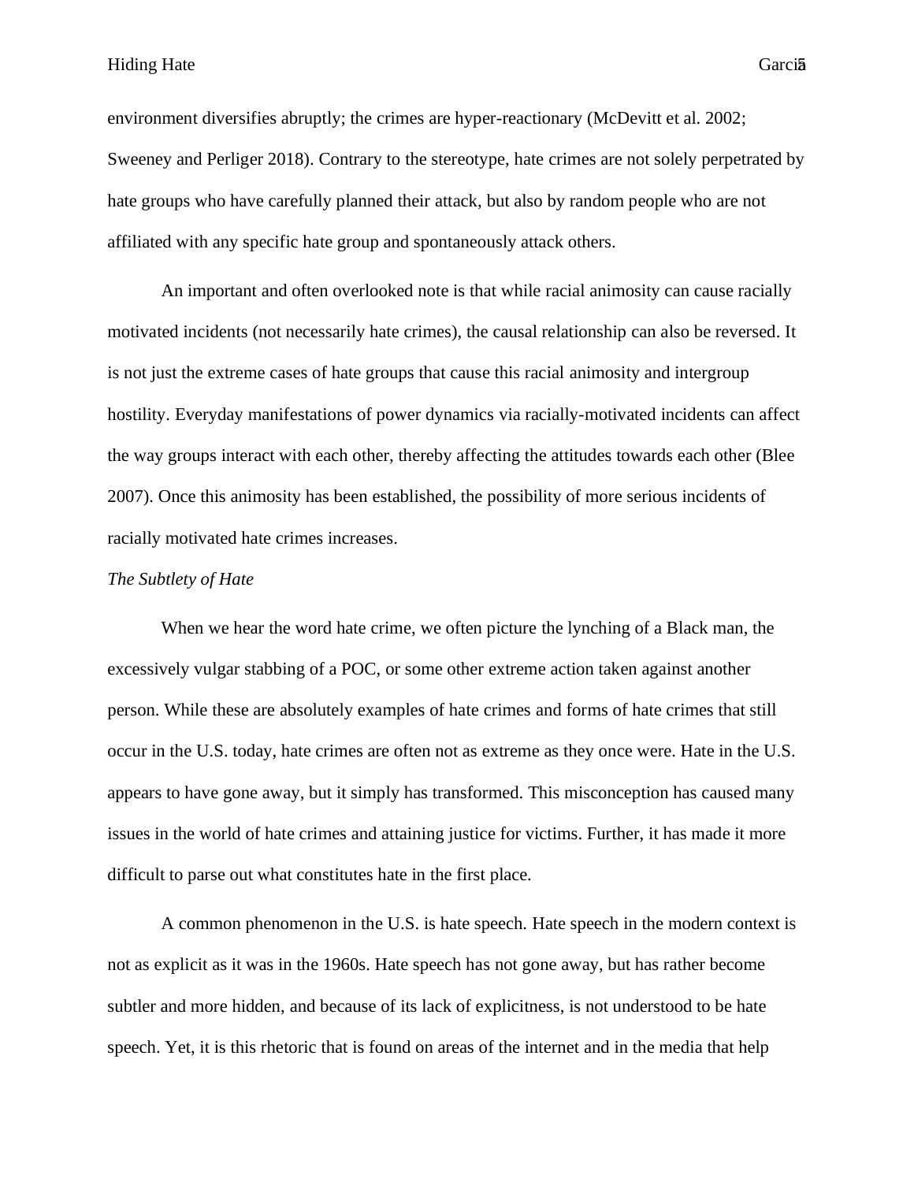environment diversifies abruptly; the crimes are hyper-reactionary (McDevitt et al. 2002; Sweeney and Perliger 2018). Contrary to the stereotype, hate crimes are not solely perpetrated by hate groups who have carefully planned their attack, but also by random people who are not affiliated with any specific hate group and spontaneously attack others.

An important and often overlooked note is that while racial animosity can cause racially motivated incidents (not necessarily hate crimes), the causal relationship can also be reversed. It is not just the extreme cases of hate groups that cause this racial animosity and intergroup hostility. Everyday manifestations of power dynamics via racially-motivated incidents can affect the way groups interact with each other, thereby affecting the attitudes towards each other (Blee 2007). Once this animosity has been established, the possibility of more serious incidents of racially motivated hate crimes increases.

*The Subtlety of Hate*

When we hear the word hate crime, we often picture the lynching of a Black man, the excessively vulgar stabbing of a POC, or some other extreme action taken against another person. While these are absolutely examples of hate crimes and forms of hate crimes that still occur in the U.S. today, hate crimes are often not as extreme as they once were. Hate in the U.S. appears to have gone away, but it simply has transformed. This misconception has caused many issues in the world of hate crimes and attaining justice for victims. Further, it has made it more difficult to parse out what constitutes hate in the first place.

A common phenomenon in the U.S. is hate speech. Hate speech in the modern context is not as explicit as it was in the 1960s. Hate speech has not gone away, but has rather become subtler and more hidden, and because of its lack of explicitness, is not understood to be hate speech. Yet, it is this rhetoric that is found on areas of the internet and in the media that help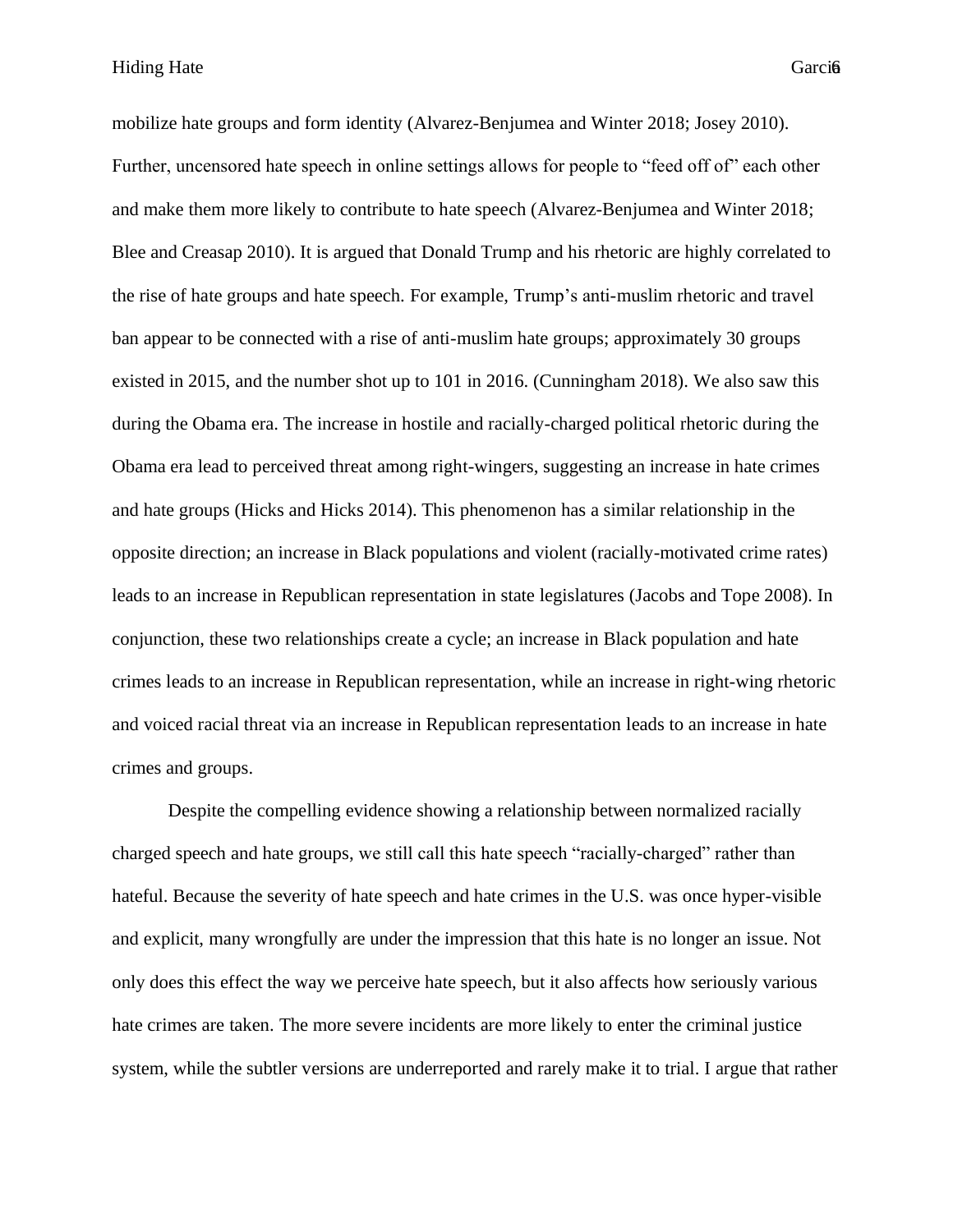mobilize hate groups and form identity (Alvarez-Benjumea and Winter 2018; Josey 2010). Further, uncensored hate speech in online settings allows for people to "feed off of" each other and make them more likely to contribute to hate speech (Alvarez-Benjumea and Winter 2018; Blee and Creasap 2010). It is argued that Donald Trump and his rhetoric are highly correlated to the rise of hate groups and hate speech. For example, Trump's anti-muslim rhetoric and travel ban appear to be connected with a rise of anti-muslim hate groups; approximately 30 groups existed in 2015, and the number shot up to 101 in 2016. (Cunningham 2018). We also saw this during the Obama era. The increase in hostile and racially-charged political rhetoric during the Obama era lead to perceived threat among right-wingers, suggesting an increase in hate crimes and hate groups (Hicks and Hicks 2014). This phenomenon has a similar relationship in the opposite direction; an increase in Black populations and violent (racially-motivated crime rates) leads to an increase in Republican representation in state legislatures (Jacobs and Tope 2008). In conjunction, these two relationships create a cycle; an increase in Black population and hate crimes leads to an increase in Republican representation, while an increase in right-wing rhetoric and voiced racial threat via an increase in Republican representation leads to an increase in hate crimes and groups.

Despite the compelling evidence showing a relationship between normalized racially charged speech and hate groups, we still call this hate speech "racially-charged" rather than hateful. Because the severity of hate speech and hate crimes in the U.S. was once hyper-visible and explicit, many wrongfully are under the impression that this hate is no longer an issue. Not only does this effect the way we perceive hate speech, but it also affects how seriously various hate crimes are taken. The more severe incidents are more likely to enter the criminal justice system, while the subtler versions are underreported and rarely make it to trial. I argue that rather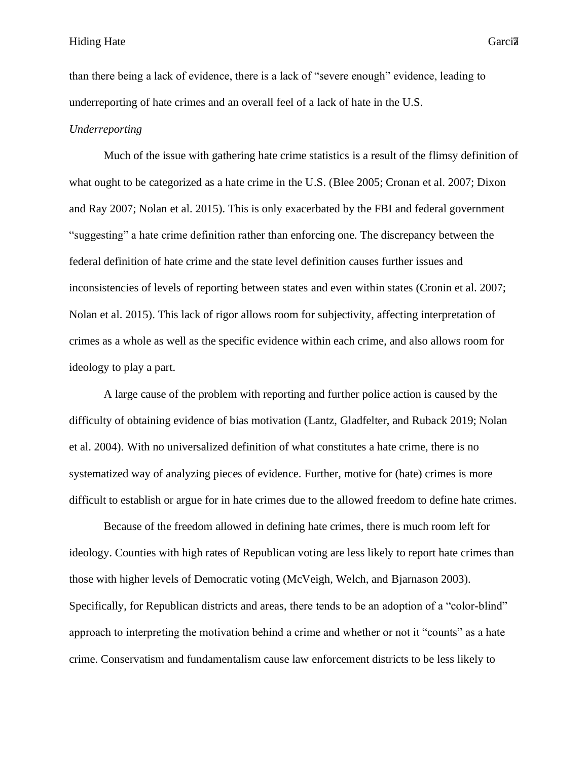than there being a lack of evidence, there is a lack of "severe enough" evidence, leading to underreporting of hate crimes and an overall feel of a lack of hate in the U.S.

*Underreporting*

Much of the issue with gathering hate crime statistics is a result of the flimsy definition of what ought to be categorized as a hate crime in the U.S. (Blee 2005; Cronan et al. 2007; Dixon and Ray 2007; Nolan et al. 2015). This is only exacerbated by the FBI and federal government "suggesting" a hate crime definition rather than enforcing one. The discrepancy between the federal definition of hate crime and the state level definition causes further issues and inconsistencies of levels of reporting between states and even within states (Cronin et al. 2007; Nolan et al. 2015). This lack of rigor allows room for subjectivity, affecting interpretation of crimes as a whole as well as the specific evidence within each crime, and also allows room for ideology to play a part.

A large cause of the problem with reporting and further police action is caused by the difficulty of obtaining evidence of bias motivation (Lantz, Gladfelter, and Ruback 2019; Nolan et al. 2004). With no universalized definition of what constitutes a hate crime, there is no systematized way of analyzing pieces of evidence. Further, motive for (hate) crimes is more difficult to establish or argue for in hate crimes due to the allowed freedom to define hate crimes.

Because of the freedom allowed in defining hate crimes, there is much room left for ideology. Counties with high rates of Republican voting are less likely to report hate crimes than those with higher levels of Democratic voting (McVeigh, Welch, and Bjarnason 2003). Specifically, for Republican districts and areas, there tends to be an adoption of a "color-blind" approach to interpreting the motivation behind a crime and whether or not it "counts" as a hate crime. Conservatism and fundamentalism cause law enforcement districts to be less likely to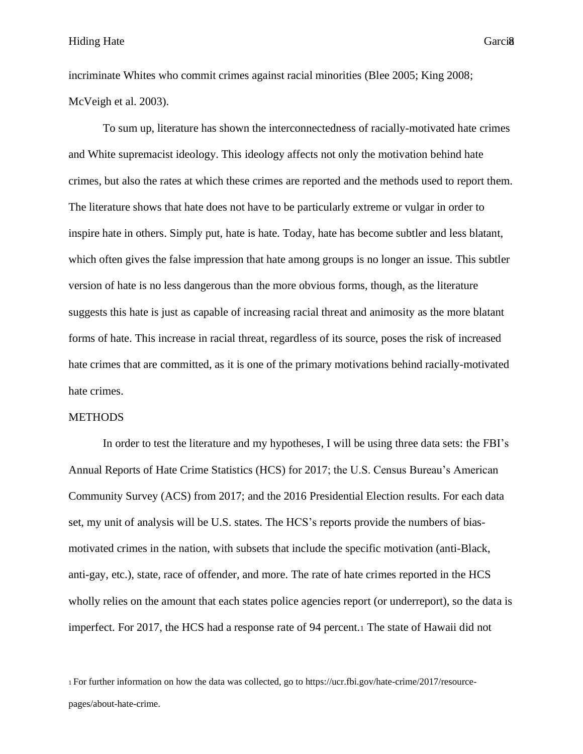incriminate Whites who commit crimes against racial minorities (Blee 2005; King 2008; McVeigh et al. 2003).

To sum up, literature has shown the interconnectedness of racially-motivated hate crimes and White supremacist ideology. This ideology affects not only the motivation behind hate crimes, but also the rates at which these crimes are reported and the methods used to report them. The literature shows that hate does not have to be particularly extreme or vulgar in order to inspire hate in others. Simply put, hate is hate. Today, hate has become subtler and less blatant, which often gives the false impression that hate among groups is no longer an issue. This subtler version of hate is no less dangerous than the more obvious forms, though, as the literature suggests this hate is just as capable of increasing racial threat and animosity as the more blatant forms of hate. This increase in racial threat, regardless of its source, poses the risk of increased hate crimes that are committed, as it is one of the primary motivations behind racially-motivated hate crimes.

## METHODS

In order to test the literature and my hypotheses, I will be using three data sets: the FBI's Annual Reports of Hate Crime Statistics (HCS) for 2017; the U.S. Census Bureau's American Community Survey (ACS) from 2017; and the 2016 Presidential Election results. For each data set, my unit of analysis will be U.S. states. The HCS's reports provide the numbers of bias-motivated crimes in the nation, with subsets that include the specific motivation (anti-Black, anti-gay, etc.), state, race of offender, and more. The rate of hate crimes reported in the HCS wholly relies on the amount that each states police agencies report (or underreport), so the data is imperfect. For 2017, the HCS had a response rate of 94 percent.[1] The state of Hawaii did not

[1] For further information on how the data was collected, go to https://ucr.fbi.gov/hate-crime/2017/resource-pages/about-hate-crime.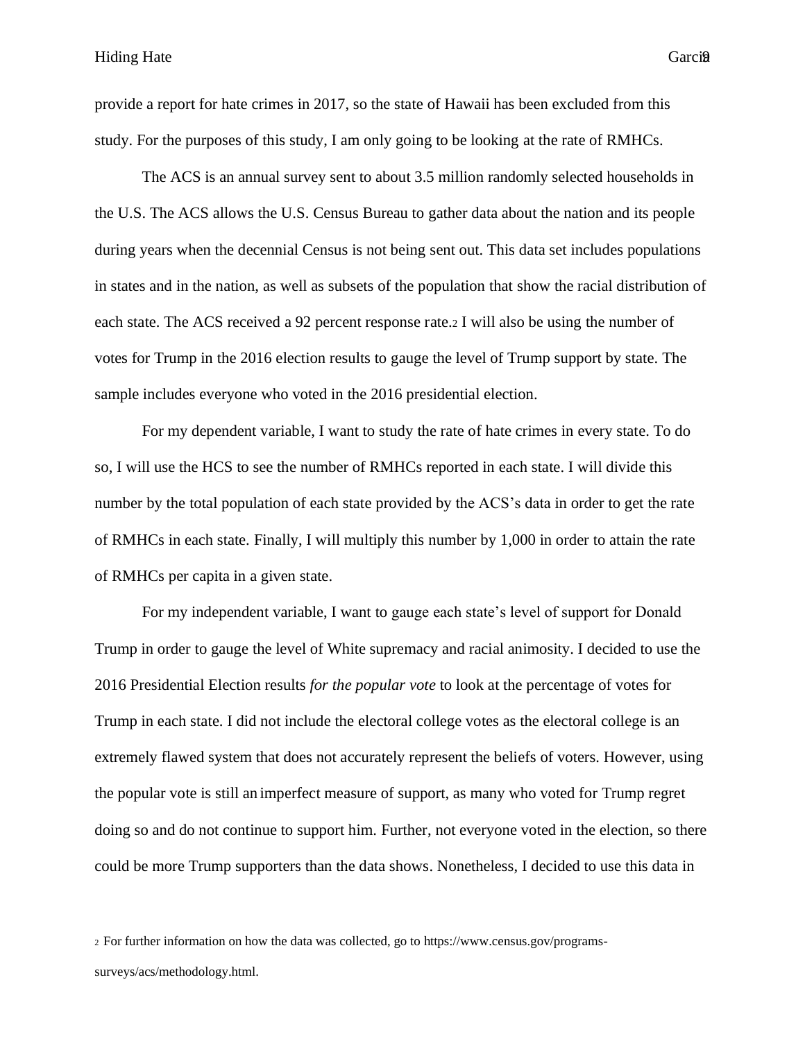provide a report for hate crimes in 2017, so the state of Hawaii has been excluded from this study. For the purposes of this study, I am only going to be looking at the rate of RMHCs.

The ACS is an annual survey sent to about 3.5 million randomly selected households in the U.S. The ACS allows the U.S. Census Bureau to gather data about the nation and its people during years when the decennial Census is not being sent out. This data set includes populations in states and in the nation, as well as subsets of the population that show the racial distribution of each state. The ACS received a 92 percent response rate.[2] I will also be using the number of votes for Trump in the 2016 election results to gauge the level of Trump support by state. The sample includes everyone who voted in the 2016 presidential election.

For my dependent variable, I want to study the rate of hate crimes in every state. To do so, I will use the HCS to see the number of RMHCs reported in each state. I will divide this number by the total population of each state provided by the ACS's data in order to get the rate of RMHCs in each state. Finally, I will multiply this number by 1,000 in order to attain the rate of RMHCs per capita in a given state.

For my independent variable, I want to gauge each state's level of support for Donald Trump in order to gauge the level of White supremacy and racial animosity. I decided to use the 2016 Presidential Election results *for the popular vote* to look at the percentage of votes for Trump in each state. I did not include the electoral college votes as the electoral college is an extremely flawed system that does not accurately represent the beliefs of voters. However, using the popular vote is still an imperfect measure of support, as many who voted for Trump regret doing so and do not continue to support him. Further, not everyone voted in the election, so there could be more Trump supporters than the data shows. Nonetheless, I decided to use this data in

[2] For further information on how the data was collected, go to https://www.census.gov/programs-surveys/acs/methodology.html.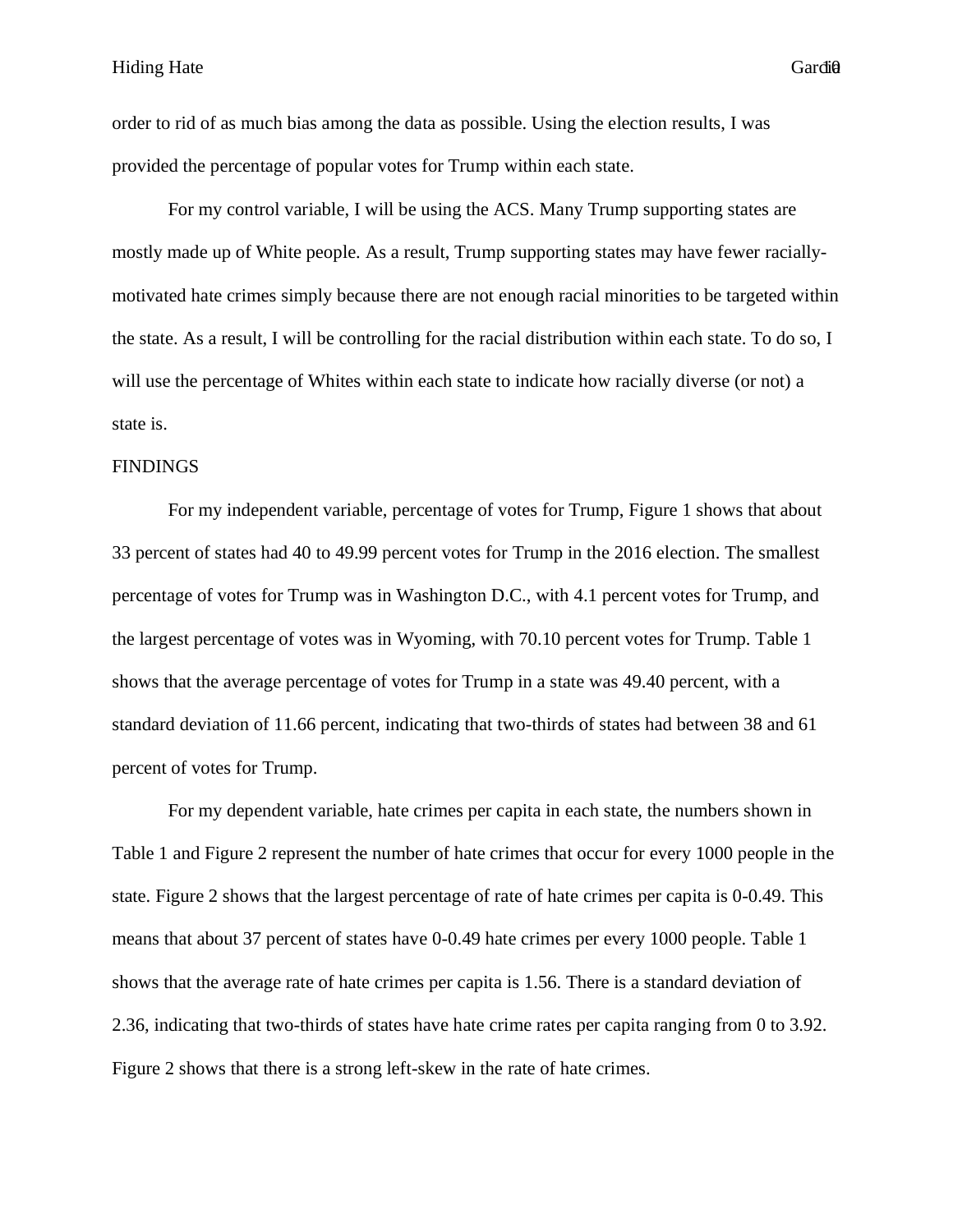order to rid of as much bias among the data as possible. Using the election results, I was provided the percentage of popular votes for Trump within each state.

For my control variable, I will be using the ACS. Many Trump supporting states are mostly made up of White people. As a result, Trump supporting states may have fewer racially-motivated hate crimes simply because there are not enough racial minorities to be targeted within the state. As a result, I will be controlling for the racial distribution within each state. To do so, I will use the percentage of Whites within each state to indicate how racially diverse (or not) a state is.

FINDINGS

For my independent variable, percentage of votes for Trump, Figure 1 shows that about 33 percent of states had 40 to 49.99 percent votes for Trump in the 2016 election. The smallest percentage of votes for Trump was in Washington D.C., with 4.1 percent votes for Trump, and the largest percentage of votes was in Wyoming, with 70.10 percent votes for Trump. Table 1 shows that the average percentage of votes for Trump in a state was 49.40 percent, with a standard deviation of 11.66 percent, indicating that two-thirds of states had between 38 and 61 percent of votes for Trump.

For my dependent variable, hate crimes per capita in each state, the numbers shown in Table 1 and Figure 2 represent the number of hate crimes that occur for every 1000 people in the state. Figure 2 shows that the largest percentage of rate of hate crimes per capita is 0-0.49. This means that about 37 percent of states have 0-0.49 hate crimes per every 1000 people. Table 1 shows that the average rate of hate crimes per capita is 1.56. There is a standard deviation of 2.36, indicating that two-thirds of states have hate crime rates per capita ranging from 0 to 3.92. Figure 2 shows that there is a strong left-skew in the rate of hate crimes.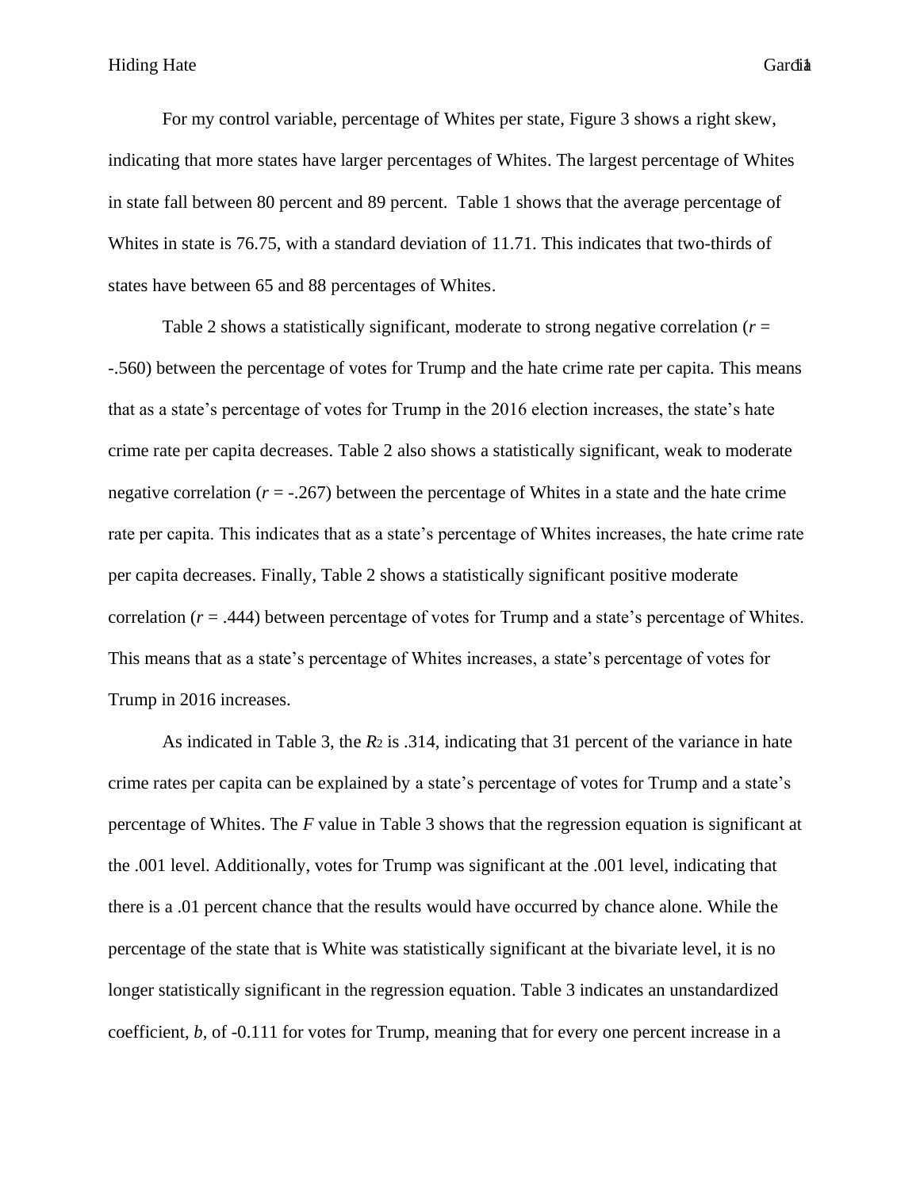For my control variable, percentage of Whites per state, Figure 3 shows a right skew, indicating that more states have larger percentages of Whites. The largest percentage of Whites in state fall between 80 percent and 89 percent. Table 1 shows that the average percentage of Whites in state is 76.75, with a standard deviation of 11.71. This indicates that two-thirds of states have between 65 and 88 percentages of Whites.

Table 2 shows a statistically significant, moderate to strong negative correlation ($r$ = -.560) between the percentage of votes for Trump and the hate crime rate per capita. This means that as a state's percentage of votes for Trump in the 2016 election increases, the state's hate crime rate per capita decreases. Table 2 also shows a statistically significant, weak to moderate negative correlation ($r$ = -.267) between the percentage of Whites in a state and the hate crime rate per capita. This indicates that as a state's percentage of Whites increases, the hate crime rate per capita decreases. Finally, Table 2 shows a statistically significant positive moderate correlation ($r$ = .444) between percentage of votes for Trump and a state's percentage of Whites. This means that as a state's percentage of Whites increases, a state's percentage of votes for Trump in 2016 increases.

As indicated in Table 3, the $R^2$ is .314, indicating that 31 percent of the variance in hate crime rates per capita can be explained by a state's percentage of votes for Trump and a state's percentage of Whites. The $F$ value in Table 3 shows that the regression equation is significant at the .001 level. Additionally, votes for Trump was significant at the .001 level, indicating that there is a .01 percent chance that the results would have occurred by chance alone. While the percentage of the state that is White was statistically significant at the bivariate level, it is no longer statistically significant in the regression equation. Table 3 indicates an unstandardized coefficient, $b$, of -0.111 for votes for Trump, meaning that for every one percent increase in a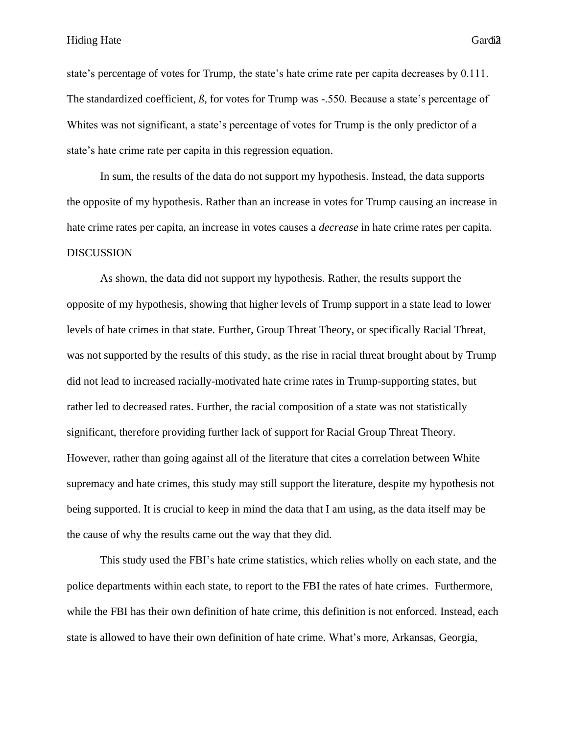state's percentage of votes for Trump, the state's hate crime rate per capita decreases by 0.111. The standardized coefficient, *ß*, for votes for Trump was -.550. Because a state's percentage of Whites was not significant, a state's percentage of votes for Trump is the only predictor of a state's hate crime rate per capita in this regression equation.

In sum, the results of the data do not support my hypothesis. Instead, the data supports the opposite of my hypothesis. Rather than an increase in votes for Trump causing an increase in hate crime rates per capita, an increase in votes causes a *decrease* in hate crime rates per capita.

## DISCUSSION

As shown, the data did not support my hypothesis. Rather, the results support the opposite of my hypothesis, showing that higher levels of Trump support in a state lead to lower levels of hate crimes in that state. Further, Group Threat Theory, or specifically Racial Threat, was not supported by the results of this study, as the rise in racial threat brought about by Trump did not lead to increased racially-motivated hate crime rates in Trump-supporting states, but rather led to decreased rates. Further, the racial composition of a state was not statistically significant, therefore providing further lack of support for Racial Group Threat Theory. However, rather than going against all of the literature that cites a correlation between White supremacy and hate crimes, this study may still support the literature, despite my hypothesis not being supported. It is crucial to keep in mind the data that I am using, as the data itself may be the cause of why the results came out the way that they did.

This study used the FBI's hate crime statistics, which relies wholly on each state, and the police departments within each state, to report to the FBI the rates of hate crimes. Furthermore, while the FBI has their own definition of hate crime, this definition is not enforced. Instead, each state is allowed to have their own definition of hate crime. What's more, Arkansas, Georgia,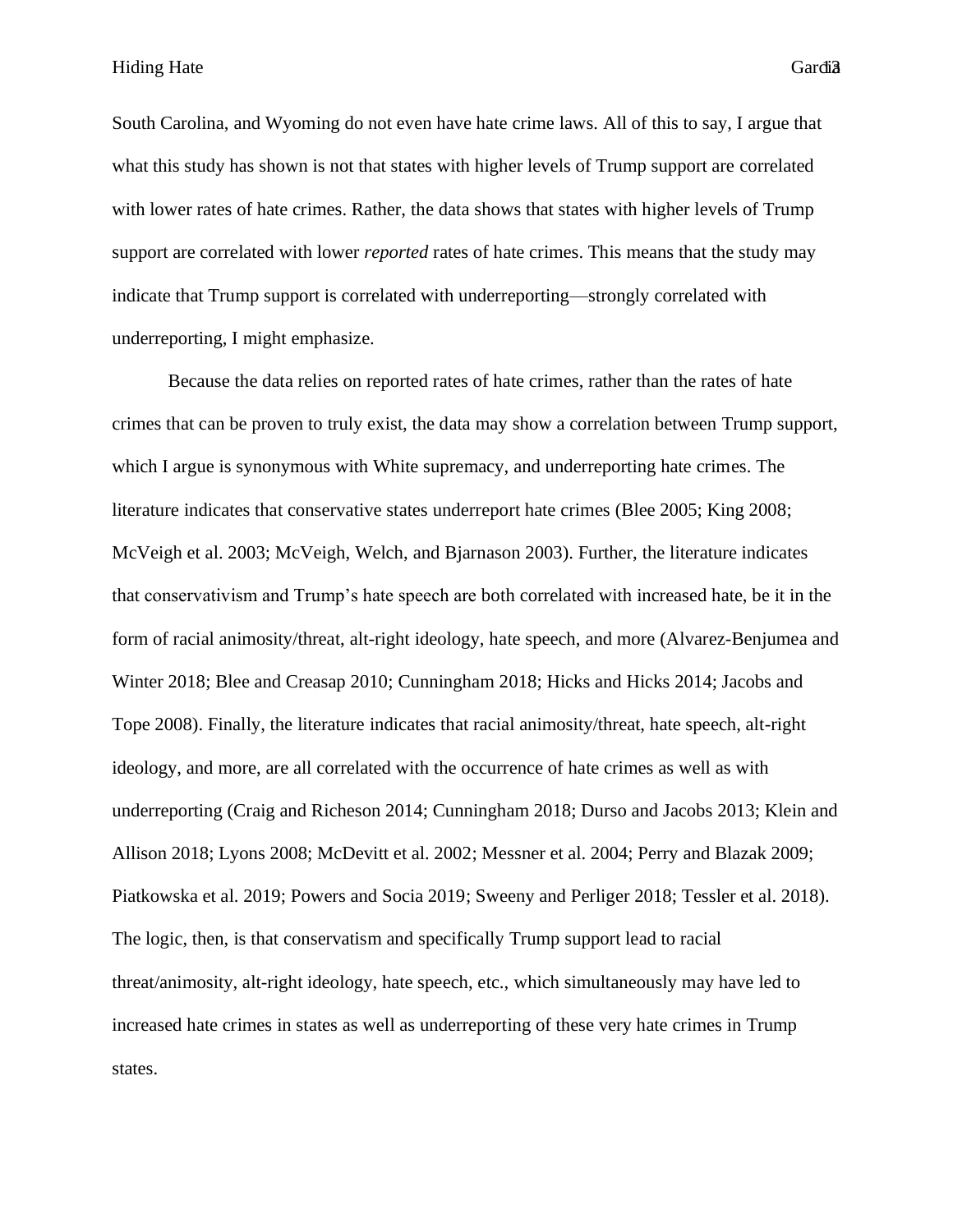South Carolina, and Wyoming do not even have hate crime laws. All of this to say, I argue that what this study has shown is not that states with higher levels of Trump support are correlated with lower rates of hate crimes. Rather, the data shows that states with higher levels of Trump support are correlated with lower *reported* rates of hate crimes. This means that the study may indicate that Trump support is correlated with underreporting—strongly correlated with underreporting, I might emphasize.

Because the data relies on reported rates of hate crimes, rather than the rates of hate crimes that can be proven to truly exist, the data may show a correlation between Trump support, which I argue is synonymous with White supremacy, and underreporting hate crimes. The literature indicates that conservative states underreport hate crimes (Blee 2005; King 2008; McVeigh et al. 2003; McVeigh, Welch, and Bjarnason 2003). Further, the literature indicates that conservativism and Trump's hate speech are both correlated with increased hate, be it in the form of racial animosity/threat, alt-right ideology, hate speech, and more (Alvarez-Benjumea and Winter 2018; Blee and Creasap 2010; Cunningham 2018; Hicks and Hicks 2014; Jacobs and Tope 2008). Finally, the literature indicates that racial animosity/threat, hate speech, alt-right ideology, and more, are all correlated with the occurrence of hate crimes as well as with underreporting (Craig and Richeson 2014; Cunningham 2018; Durso and Jacobs 2013; Klein and Allison 2018; Lyons 2008; McDevitt et al. 2002; Messner et al. 2004; Perry and Blazak 2009; Piatkowska et al. 2019; Powers and Socia 2019; Sweeny and Perliger 2018; Tessler et al. 2018). The logic, then, is that conservatism and specifically Trump support lead to racial threat/animosity, alt-right ideology, hate speech, etc., which simultaneously may have led to increased hate crimes in states as well as underreporting of these very hate crimes in Trump states.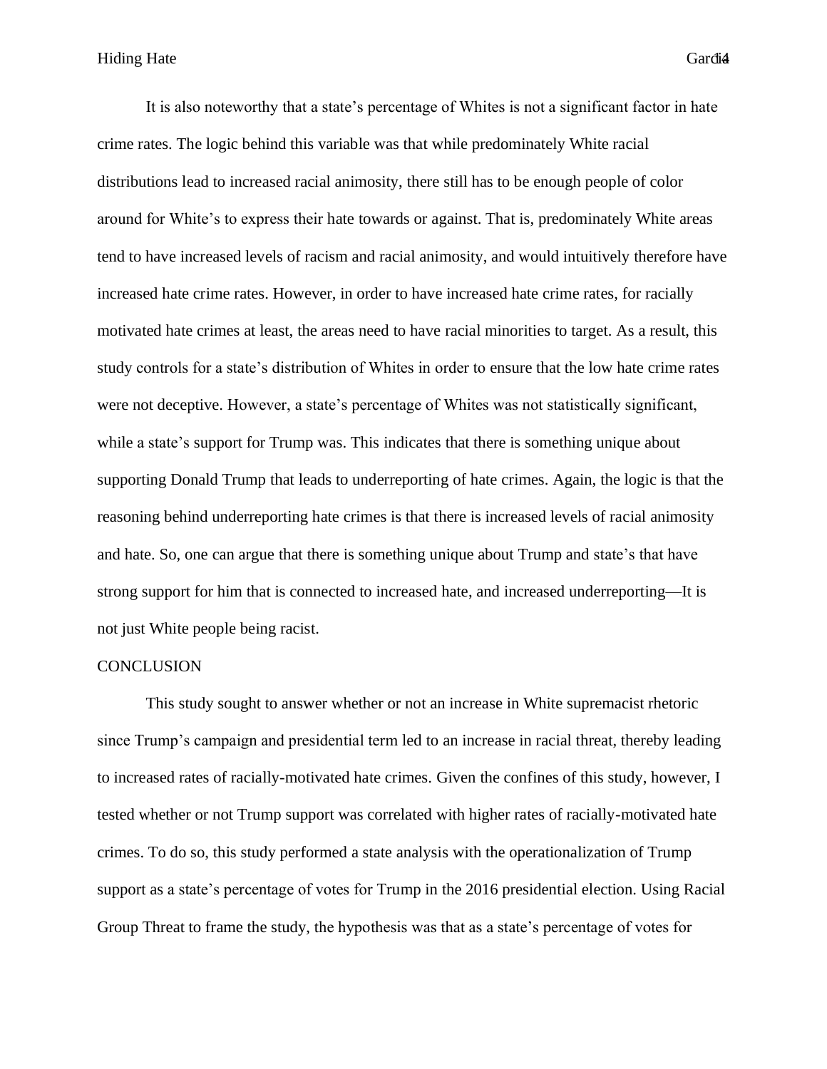It is also noteworthy that a state's percentage of Whites is not a significant factor in hate crime rates. The logic behind this variable was that while predominately White racial distributions lead to increased racial animosity, there still has to be enough people of color around for White's to express their hate towards or against. That is, predominately White areas tend to have increased levels of racism and racial animosity, and would intuitively therefore have increased hate crime rates. However, in order to have increased hate crime rates, for racially motivated hate crimes at least, the areas need to have racial minorities to target. As a result, this study controls for a state's distribution of Whites in order to ensure that the low hate crime rates were not deceptive. However, a state's percentage of Whites was not statistically significant, while a state's support for Trump was. This indicates that there is something unique about supporting Donald Trump that leads to underreporting of hate crimes. Again, the logic is that the reasoning behind underreporting hate crimes is that there is increased levels of racial animosity and hate. So, one can argue that there is something unique about Trump and state's that have strong support for him that is connected to increased hate, and increased underreporting—It is not just White people being racist.

## CONCLUSION

This study sought to answer whether or not an increase in White supremacist rhetoric since Trump's campaign and presidential term led to an increase in racial threat, thereby leading to increased rates of racially-motivated hate crimes. Given the confines of this study, however, I tested whether or not Trump support was correlated with higher rates of racially-motivated hate crimes. To do so, this study performed a state analysis with the operationalization of Trump support as a state's percentage of votes for Trump in the 2016 presidential election. Using Racial Group Threat to frame the study, the hypothesis was that as a state's percentage of votes for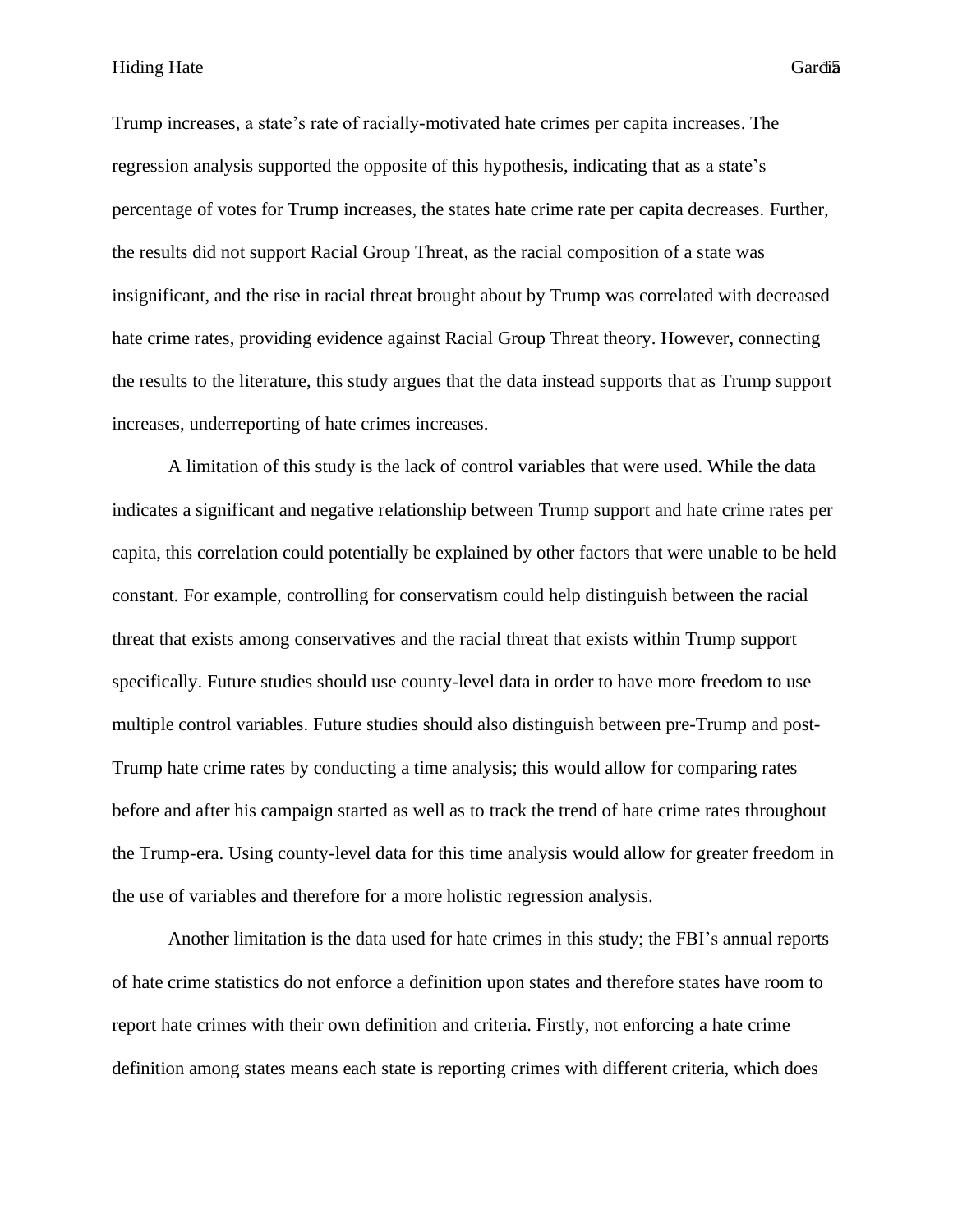Trump increases, a state's rate of racially-motivated hate crimes per capita increases. The regression analysis supported the opposite of this hypothesis, indicating that as a state's percentage of votes for Trump increases, the states hate crime rate per capita decreases. Further, the results did not support Racial Group Threat, as the racial composition of a state was insignificant, and the rise in racial threat brought about by Trump was correlated with decreased hate crime rates, providing evidence against Racial Group Threat theory. However, connecting the results to the literature, this study argues that the data instead supports that as Trump support increases, underreporting of hate crimes increases.

A limitation of this study is the lack of control variables that were used. While the data indicates a significant and negative relationship between Trump support and hate crime rates per capita, this correlation could potentially be explained by other factors that were unable to be held constant. For example, controlling for conservatism could help distinguish between the racial threat that exists among conservatives and the racial threat that exists within Trump support specifically. Future studies should use county-level data in order to have more freedom to use multiple control variables. Future studies should also distinguish between pre-Trump and post-Trump hate crime rates by conducting a time analysis; this would allow for comparing rates before and after his campaign started as well as to track the trend of hate crime rates throughout the Trump-era. Using county-level data for this time analysis would allow for greater freedom in the use of variables and therefore for a more holistic regression analysis.

Another limitation is the data used for hate crimes in this study; the FBI's annual reports of hate crime statistics do not enforce a definition upon states and therefore states have room to report hate crimes with their own definition and criteria. Firstly, not enforcing a hate crime definition among states means each state is reporting crimes with different criteria, which does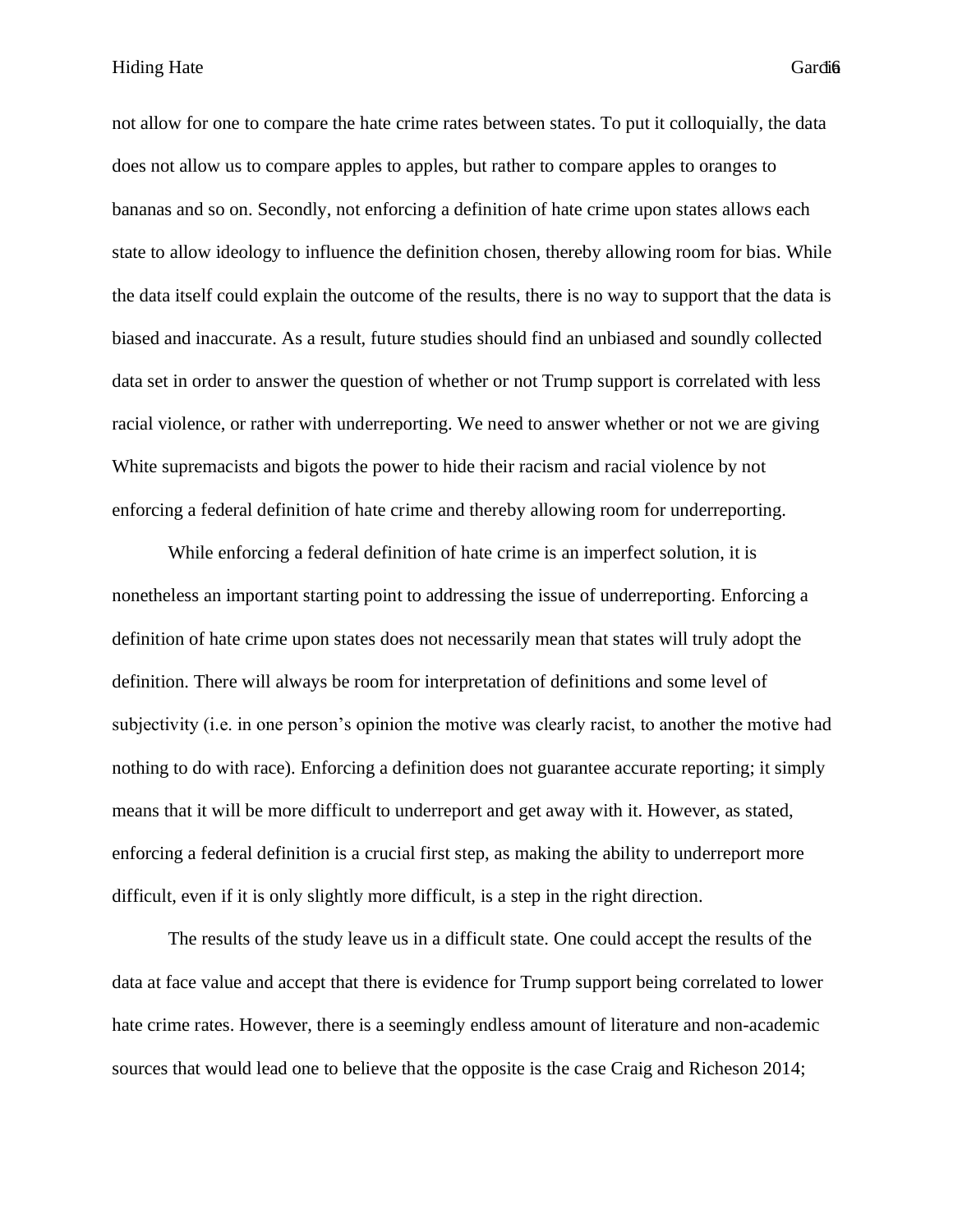not allow for one to compare the hate crime rates between states. To put it colloquially, the data does not allow us to compare apples to apples, but rather to compare apples to oranges to bananas and so on. Secondly, not enforcing a definition of hate crime upon states allows each state to allow ideology to influence the definition chosen, thereby allowing room for bias. While the data itself could explain the outcome of the results, there is no way to support that the data is biased and inaccurate. As a result, future studies should find an unbiased and soundly collected data set in order to answer the question of whether or not Trump support is correlated with less racial violence, or rather with underreporting. We need to answer whether or not we are giving White supremacists and bigots the power to hide their racism and racial violence by not enforcing a federal definition of hate crime and thereby allowing room for underreporting.

While enforcing a federal definition of hate crime is an imperfect solution, it is nonetheless an important starting point to addressing the issue of underreporting. Enforcing a definition of hate crime upon states does not necessarily mean that states will truly adopt the definition. There will always be room for interpretation of definitions and some level of subjectivity (i.e. in one person's opinion the motive was clearly racist, to another the motive had nothing to do with race). Enforcing a definition does not guarantee accurate reporting; it simply means that it will be more difficult to underreport and get away with it. However, as stated, enforcing a federal definition is a crucial first step, as making the ability to underreport more difficult, even if it is only slightly more difficult, is a step in the right direction.

The results of the study leave us in a difficult state. One could accept the results of the data at face value and accept that there is evidence for Trump support being correlated to lower hate crime rates. However, there is a seemingly endless amount of literature and non-academic sources that would lead one to believe that the opposite is the case Craig and Richeson 2014;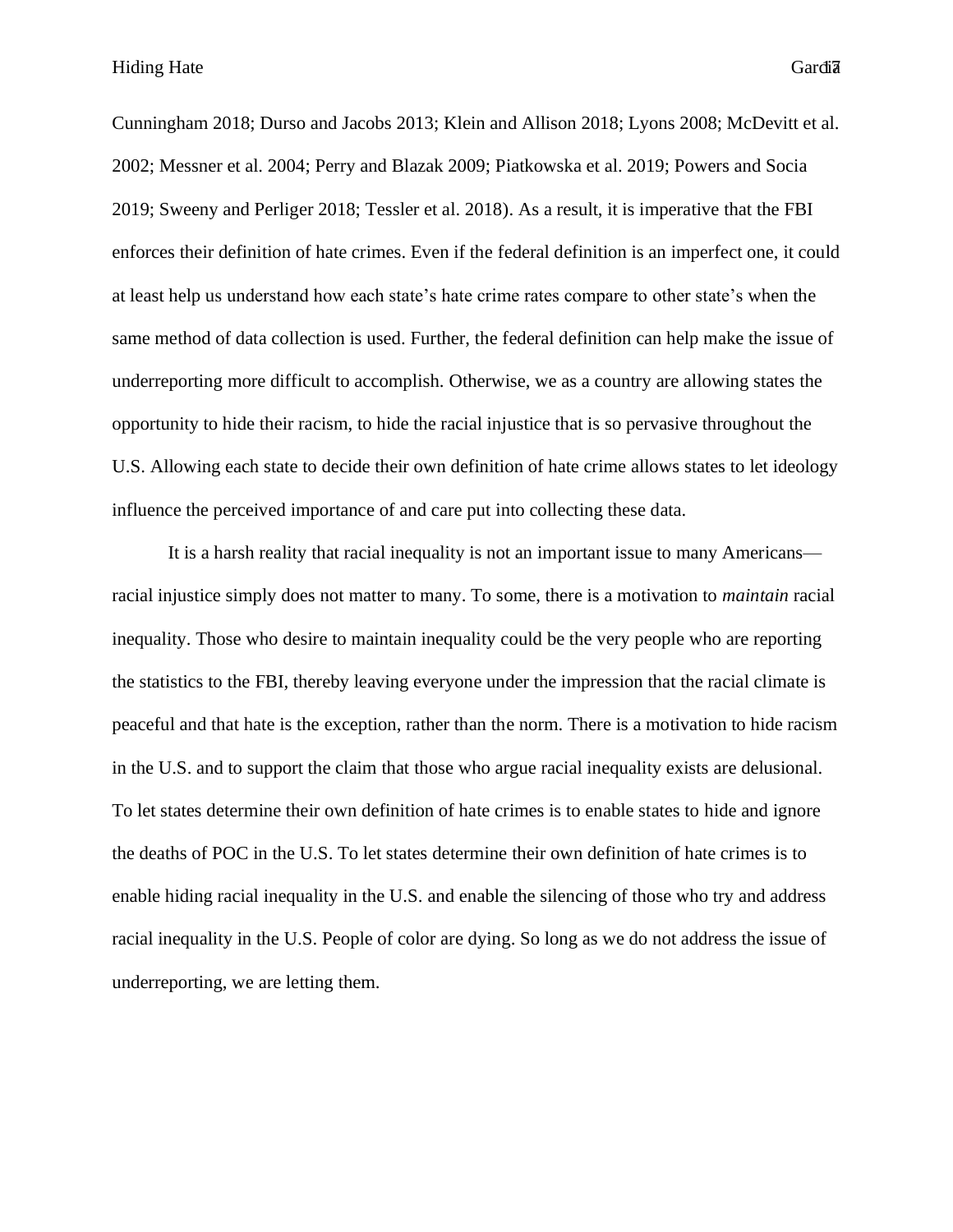Cunningham 2018; Durso and Jacobs 2013; Klein and Allison 2018; Lyons 2008; McDevitt et al. 2002; Messner et al. 2004; Perry and Blazak 2009; Piatkowska et al. 2019; Powers and Socia 2019; Sweeny and Perliger 2018; Tessler et al. 2018). As a result, it is imperative that the FBI enforces their definition of hate crimes. Even if the federal definition is an imperfect one, it could at least help us understand how each state's hate crime rates compare to other state's when the same method of data collection is used. Further, the federal definition can help make the issue of underreporting more difficult to accomplish. Otherwise, we as a country are allowing states the opportunity to hide their racism, to hide the racial injustice that is so pervasive throughout the U.S. Allowing each state to decide their own definition of hate crime allows states to let ideology influence the perceived importance of and care put into collecting these data.

It is a harsh reality that racial inequality is not an important issue to many Americans—racial injustice simply does not matter to many. To some, there is a motivation to *maintain* racial inequality. Those who desire to maintain inequality could be the very people who are reporting the statistics to the FBI, thereby leaving everyone under the impression that the racial climate is peaceful and that hate is the exception, rather than the norm. There is a motivation to hide racism in the U.S. and to support the claim that those who argue racial inequality exists are delusional. To let states determine their own definition of hate crimes is to enable states to hide and ignore the deaths of POC in the U.S. To let states determine their own definition of hate crimes is to enable hiding racial inequality in the U.S. and enable the silencing of those who try and address racial inequality in the U.S. People of color are dying. So long as we do not address the issue of underreporting, we are letting them.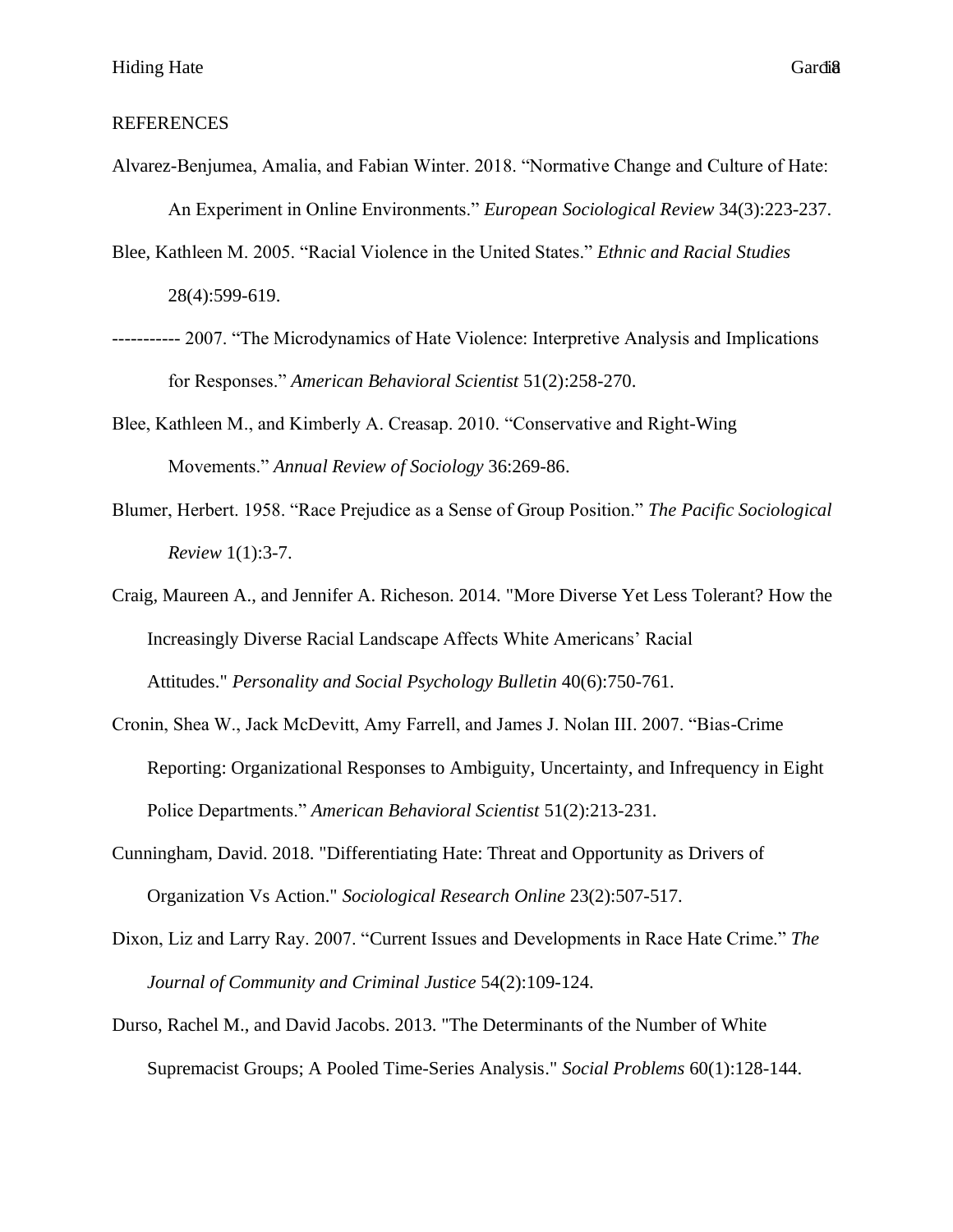REFERENCES

Alvarez-Benjumea, Amalia, and Fabian Winter. 2018. “Normative Change and Culture of Hate: An Experiment in Online Environments.” *European Sociological Review* 34(3):223-237.

Blee, Kathleen M. 2005. “Racial Violence in the United States.” *Ethnic and Racial Studies* 28(4):599-619.

----------- 2007. “The Microdynamics of Hate Violence: Interpretive Analysis and Implications for Responses.” *American Behavioral Scientist* 51(2):258-270.

Blee, Kathleen M., and Kimberly A. Creasap. 2010. “Conservative and Right-Wing Movements.” *Annual Review of Sociology* 36:269-86.

Blumer, Herbert. 1958. “Race Prejudice as a Sense of Group Position.” *The Pacific Sociological Review* 1(1):3-7.

Craig, Maureen A., and Jennifer A. Richeson. 2014. "More Diverse Yet Less Tolerant? How the Increasingly Diverse Racial Landscape Affects White Americans’ Racial Attitudes." *Personality and Social Psychology Bulletin* 40(6):750-761.

Cronin, Shea W., Jack McDevitt, Amy Farrell, and James J. Nolan III. 2007. “Bias-Crime Reporting: Organizational Responses to Ambiguity, Uncertainty, and Infrequency in Eight Police Departments.” *American Behavioral Scientist* 51(2):213-231.

Cunningham, David. 2018. "Differentiating Hate: Threat and Opportunity as Drivers of Organization Vs Action." *Sociological Research Online* 23(2):507-517.

Dixon, Liz and Larry Ray. 2007. “Current Issues and Developments in Race Hate Crime.” *The Journal of Community and Criminal Justice* 54(2):109-124.

Durso, Rachel M., and David Jacobs. 2013. "The Determinants of the Number of White Supremacist Groups; A Pooled Time-Series Analysis." *Social Problems* 60(1):128-144.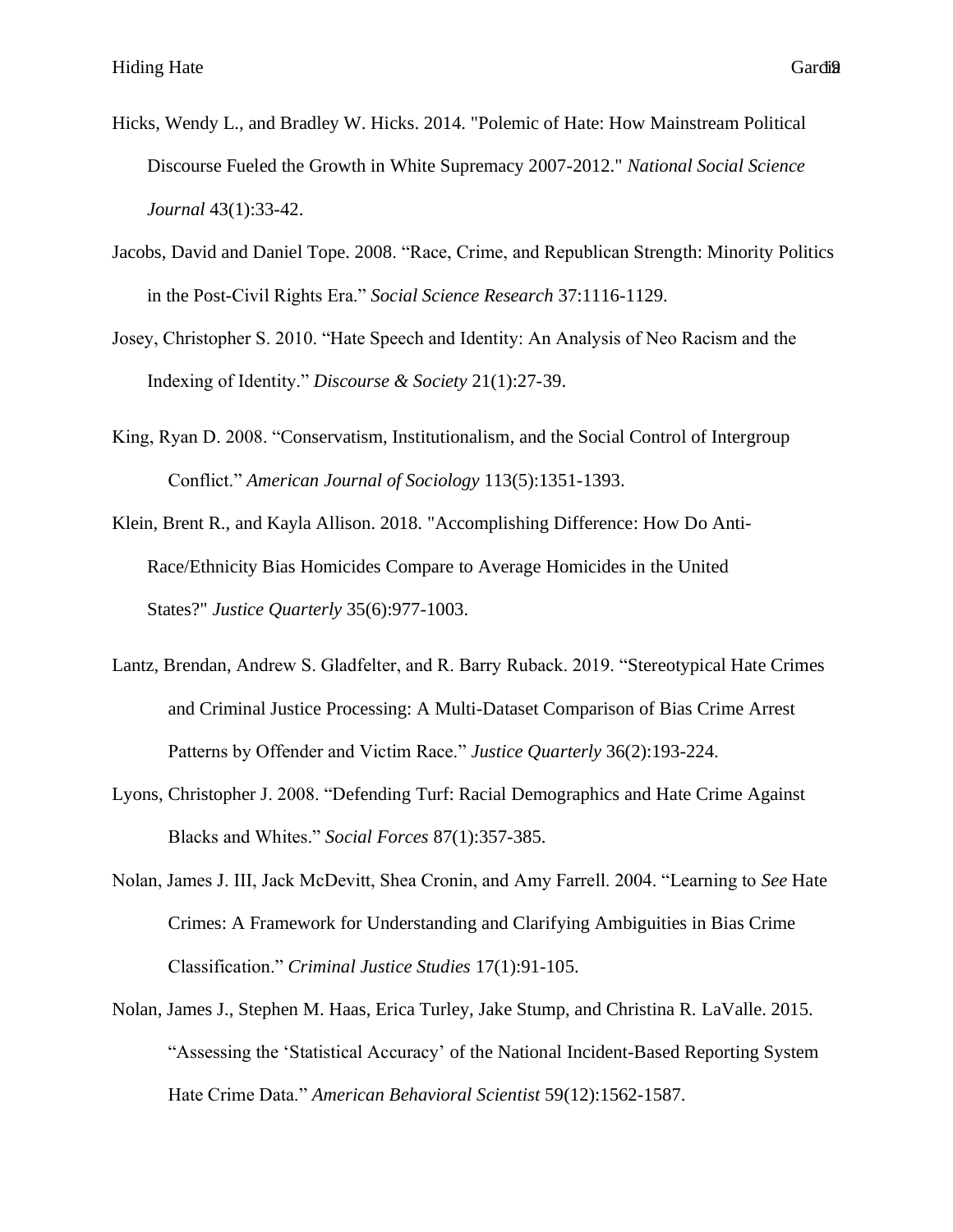Hicks, Wendy L., and Bradley W. Hicks. 2014. "Polemic of Hate: How Mainstream Political Discourse Fueled the Growth in White Supremacy 2007-2012." *National Social Science Journal* 43(1):33-42.

Jacobs, David and Daniel Tope. 2008. "Race, Crime, and Republican Strength: Minority Politics in the Post-Civil Rights Era." *Social Science Research* 37:1116-1129.

Josey, Christopher S. 2010. "Hate Speech and Identity: An Analysis of Neo Racism and the Indexing of Identity." *Discourse & Society* 21(1):27-39.

King, Ryan D. 2008. "Conservatism, Institutionalism, and the Social Control of Intergroup Conflict." *American Journal of Sociology* 113(5):1351-1393.

Klein, Brent R., and Kayla Allison. 2018. "Accomplishing Difference: How Do Anti-Race/Ethnicity Bias Homicides Compare to Average Homicides in the United States?" *Justice Quarterly* 35(6):977-1003.

Lantz, Brendan, Andrew S. Gladfelter, and R. Barry Ruback. 2019. "Stereotypical Hate Crimes and Criminal Justice Processing: A Multi-Dataset Comparison of Bias Crime Arrest Patterns by Offender and Victim Race." *Justice Quarterly* 36(2):193-224.

Lyons, Christopher J. 2008. "Defending Turf: Racial Demographics and Hate Crime Against Blacks and Whites." *Social Forces* 87(1):357-385.

Nolan, James J. III, Jack McDevitt, Shea Cronin, and Amy Farrell. 2004. "Learning to *See* Hate Crimes: A Framework for Understanding and Clarifying Ambiguities in Bias Crime Classification." *Criminal Justice Studies* 17(1):91-105.

Nolan, James J., Stephen M. Haas, Erica Turley, Jake Stump, and Christina R. LaValle. 2015. "Assessing the 'Statistical Accuracy' of the National Incident-Based Reporting System Hate Crime Data." *American Behavioral Scientist* 59(12):1562-1587.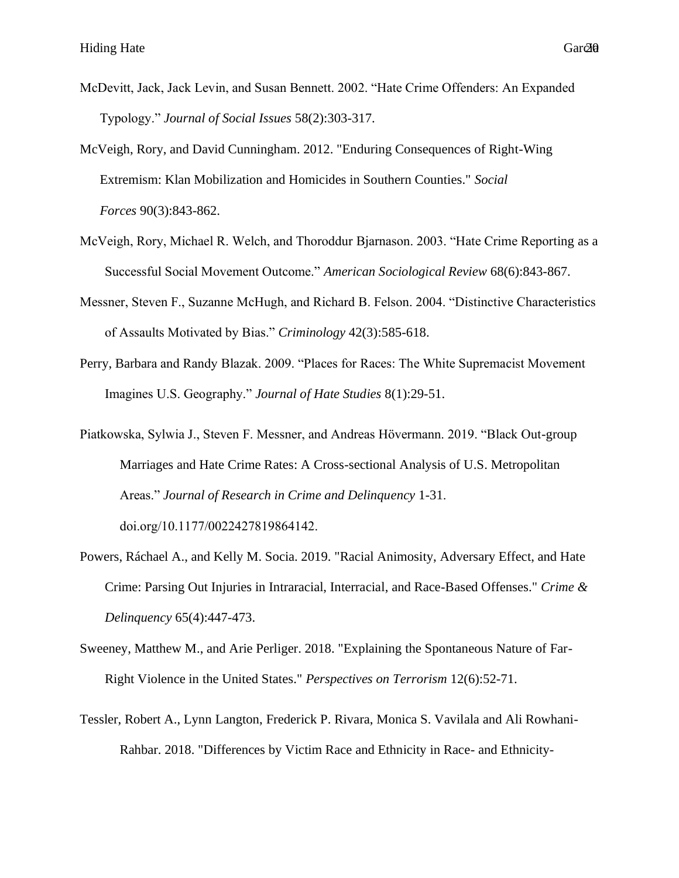McDevitt, Jack, Jack Levin, and Susan Bennett. 2002. "Hate Crime Offenders: An Expanded Typology." *Journal of Social Issues* 58(2):303-317.

McVeigh, Rory, and David Cunningham. 2012. "Enduring Consequences of Right-Wing Extremism: Klan Mobilization and Homicides in Southern Counties." *Social Forces* 90(3):843-862.

McVeigh, Rory, Michael R. Welch, and Thoroddur Bjarnason. 2003. "Hate Crime Reporting as a Successful Social Movement Outcome." *American Sociological Review* 68(6):843-867.

Messner, Steven F., Suzanne McHugh, and Richard B. Felson. 2004. "Distinctive Characteristics of Assaults Motivated by Bias." *Criminology* 42(3):585-618.

Perry, Barbara and Randy Blazak. 2009. "Places for Races: The White Supremacist Movement Imagines U.S. Geography." *Journal of Hate Studies* 8(1):29-51.

Piatkowska, Sylwia J., Steven F. Messner, and Andreas Hövermann. 2019. "Black Out-group Marriages and Hate Crime Rates: A Cross-sectional Analysis of U.S. Metropolitan Areas." *Journal of Research in Crime and Delinquency* 1-31. doi.org/10.1177/0022427819864142.

Powers, Ráchael A., and Kelly M. Socia. 2019. "Racial Animosity, Adversary Effect, and Hate Crime: Parsing Out Injuries in Intraracial, Interracial, and Race-Based Offenses." *Crime & Delinquency* 65(4):447-473.

Sweeney, Matthew M., and Arie Perliger. 2018. "Explaining the Spontaneous Nature of Far-Right Violence in the United States." *Perspectives on Terrorism* 12(6):52-71.

Tessler, Robert A., Lynn Langton, Frederick P. Rivara, Monica S. Vavilala and Ali Rowhani-Rahbar. 2018. "Differences by Victim Race and Ethnicity in Race- and Ethnicity-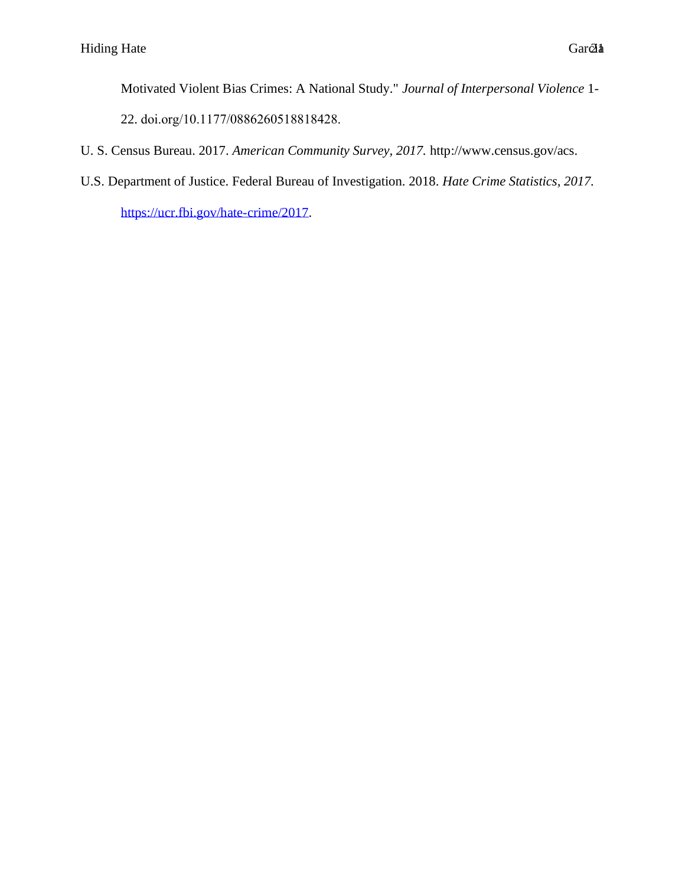Motivated Violent Bias Crimes: A National Study." *Journal of Interpersonal Violence* 1-22. doi.org/10.1177/0886260518818428.

U. S. Census Bureau. 2017. *American Community Survey, 2017.* http://www.census.gov/acs.

U.S. Department of Justice. Federal Bureau of Investigation. 2018. *Hate Crime Statistics, 2017.* https://ucr.fbi.gov/hate-crime/2017.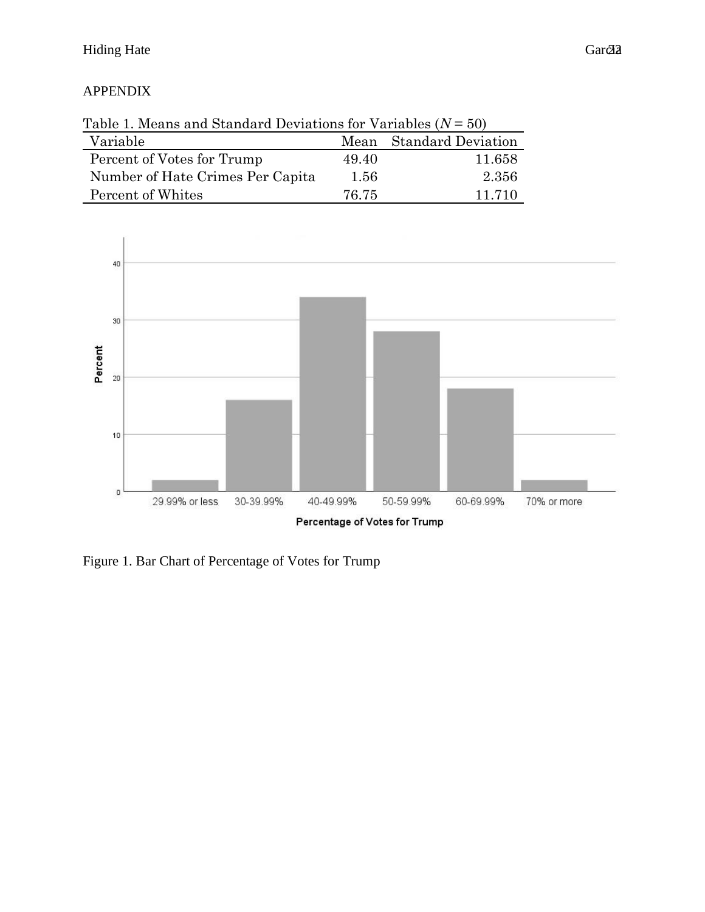APPENDIX

Table 1. Means and Standard Deviations for Variables ($N = 50$)

| Variable | Mean | Standard Deviation |
| --- | --- | --- |
| Percent of Votes for Trump | 49.40 | 11.658 |
| Number of Hate Crimes Per Capita | 1.56 | 2.356 |
| Percent of Whites | 76.75 | 11.710 |

Figure 1. Bar Chart of Percentage of Votes for Trump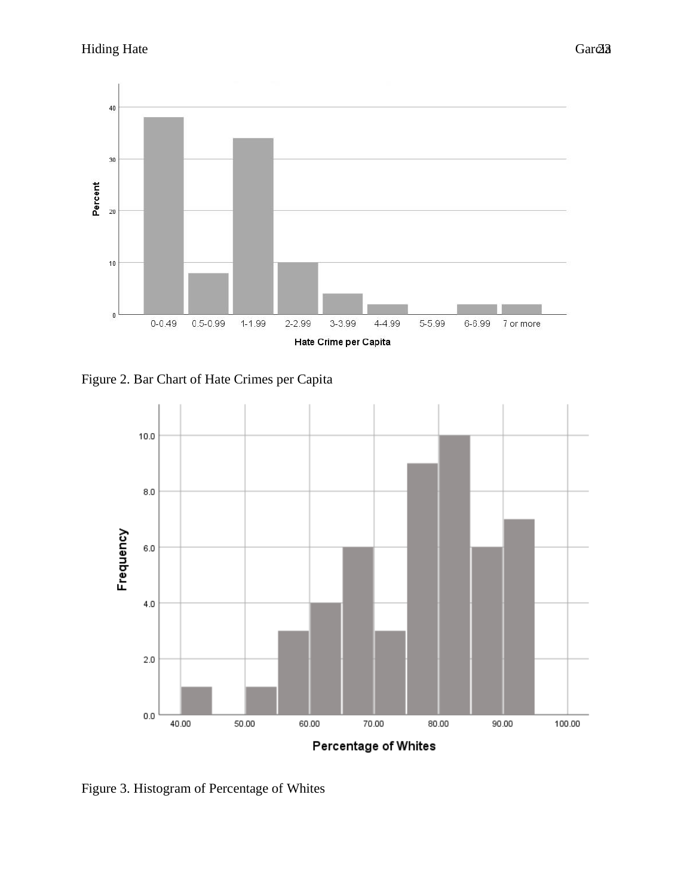Figure 2. Bar Chart of Hate Crimes per Capita

Figure 3. Histogram of Percentage of Whites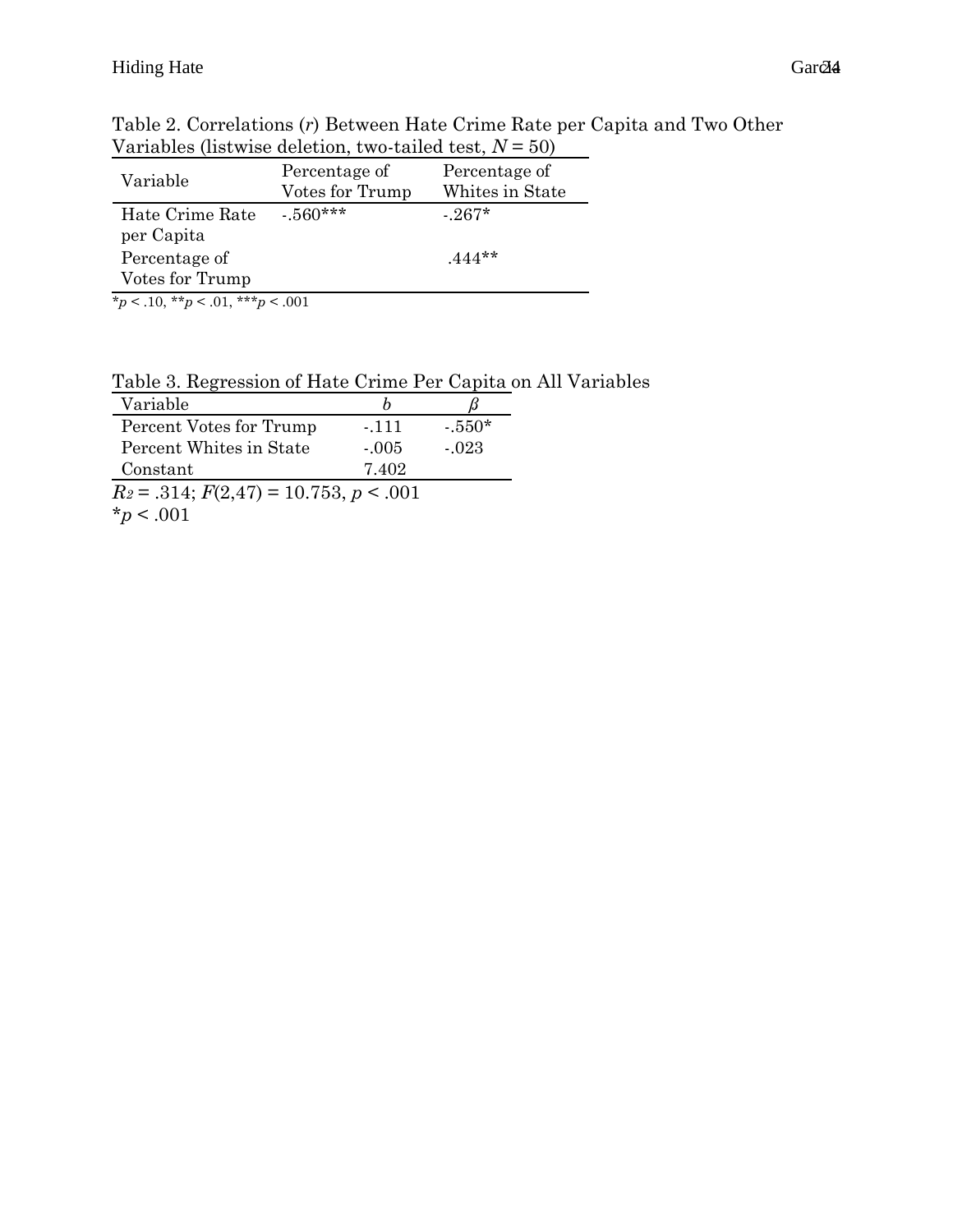Table 2. Correlations ($r$) Between Hate Crime Rate per Capita and Two Other Variables (listwise deletion, two-tailed test, $N = 50$)

| Variable | Percentage of Votes for Trump | Percentage of Whites in State |
|---|---|---|
| Hate Crime Rate per Capita | -.560*** | -.267* |
| Percentage of Votes for Trump | | .444** |

*$p < .10$, **$p < .01$, ***$p < .001$

Table 3. Regression of Hate Crime Per Capita on All Variables

| Variable | $b$ | $\beta$ |
|---|---|---|
| Percent Votes for Trump | -.111 | -.550* |
| Percent Whites in State | -.005 | -.023 |
| Constant | 7.402 | |

$R^2 = .314$; $F(2,47) = 10.753$, $p < .001$

*$p < .001$